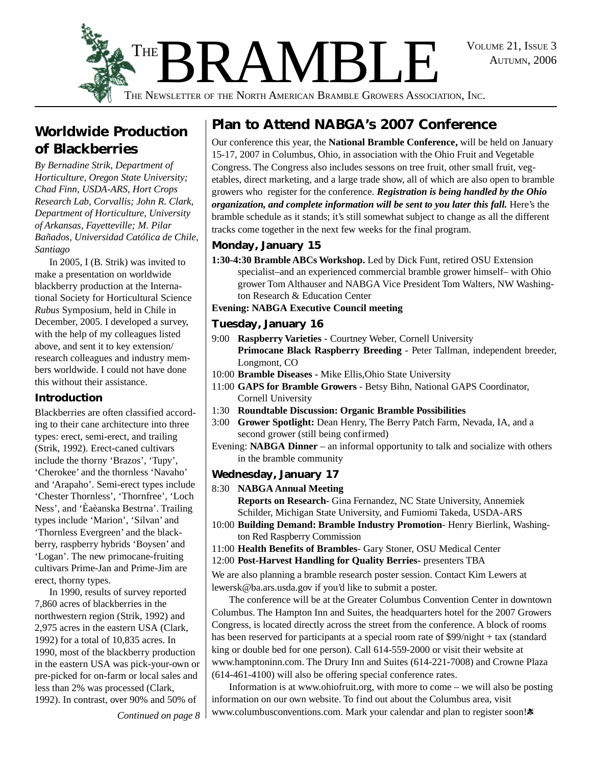# THE BRAMBLE

THE NEWSLETTER OF THE NORTH AMERICAN BRAMBLE GROWERS ASSOCIATION, INC.

VOLUME 21, ISSUE 3
AUTUMN, 2006

## Worldwide Production of Blackberries

*By Bernadine Strik, Department of Horticulture, Oregon State University; Chad Finn, USDA-ARS, Hort Crops Research Lab, Corvallis; John R. Clark, Department of Horticulture, University of Arkansas, Fayetteville; M. Pilar Bañados, Universidad Católica de Chile, Santiago*

In 2005, I (B. Strik) was invited to make a presentation on worldwide blackberry production at the International Society for Horticultural Science *Rubus* Symposium, held in Chile in December, 2005. I developed a survey, with the help of my colleagues listed above, and sent it to key extension/ research colleagues and industry members worldwide. I could not have done this without their assistance.

### Introduction

Blackberries are often classified according to their cane architecture into three types: erect, semi-erect, and trailing (Strik, 1992). Erect-caned cultivars include the thorny 'Brazos', 'Tupy', 'Cherokee' and the thornless 'Navaho' and 'Arapaho'. Semi-erect types include 'Chester Thornless', 'Thornfree', 'Loch Ness', and 'Èaèanska Bestrna'. Trailing types include 'Marion', 'Silvan' and 'Thornless Evergreen' and the blackberry, raspberry hybrids 'Boysen' and 'Logan'. The new primocane-fruiting cultivars Prime-Jan and Prime-Jim are erect, thorny types.

In 1990, results of survey reported 7,860 acres of blackberries in the northwestern region (Strik, 1992) and 2,975 acres in the eastern USA (Clark, 1992) for a total of 10,835 acres. In 1990, most of the blackberry production in the eastern USA was pick-your-own or pre-picked for on-farm or local sales and less than 2% was processed (Clark, 1992). In contrast, over 90% and 50% of

*Continued on page 8*

## Plan to Attend NABGA's 2007 Conference

Our conference this year, the **National Bramble Conference,** will be held on January 15-17, 2007 in Columbus, Ohio, in association with the Ohio Fruit and Vegetable Congress. The Congress also includes sessons on tree fruit, other small fruit, vegetables, direct marketing, and a large trade show, all of which are also open to bramble growers who register for the conference. ***Registration is being handled by the Ohio organization, and complete information will be sent to you later this fall.*** Here's the bramble schedule as it stands; it's still somewhat subject to change as all the different tracks come together in the next few weeks for the final program.

### Monday, January 15

**1:30-4:30 Bramble ABCs Workshop.** Led by Dick Funt, retired OSU Extension specialist–and an experienced commercial bramble grower himself– with Ohio grower Tom Althauser and NABGA Vice President Tom Walters, NW Washington Research & Education Center

**Evening: NABGA Executive Council meeting**

### Tuesday, January 16

9:00 **Raspberry Varieties** - Courtney Weber, Cornell University
**Primocane Black Raspberry Breeding** - Peter Tallman, independent breeder, Longmont, CO

10:00 **Bramble Diseases -** Mike Ellis,Ohio State University

11:00 **GAPS for Bramble Growers** - Betsy Bihn, National GAPS Coordinator, Cornell University

1:30 **Roundtable Discussion: Organic Bramble Possibilities**

3:00 **Grower Spotlight:** Dean Henry, The Berry Patch Farm, Nevada, IA, and a second grower (still being confirmed)

Evening: **NABGA Dinner** – an informal opportunity to talk and socialize with others in the bramble community

### Wednesday, January 17

8:30 **NABGA Annual Meeting**
**Reports on Research**- Gina Fernandez, NC State University, Annemiek Schilder, Michigan State University, and Fumiomi Takeda, USDA-ARS

10:00 **Building Demand: Bramble Industry Promotion**- Henry Bierlink, Washington Red Raspberry Commission

11:00 **Health Benefits of Brambles**- Gary Stoner, OSU Medical Center

12:00 **Post-Harvest Handling for Quality Berries**- presenters TBA

We are also planning a bramble research poster session. Contact Kim Lewers at lewersk@ba.ars.usda.gov if you'd like to submit a poster.

The conference will be at the Greater Columbus Convention Center in downtown Columbus. The Hampton Inn and Suites, the headquarters hotel for the 2007 Growers Congress, is located directly across the street from the conference. A block of rooms has been reserved for participants at a special room rate of $99/night + tax (standard king or double bed for one person). Call 614-559-2000 or visit their website at www.hamptoninn.com. The Drury Inn and Suites (614-221-7008) and Crowne Plaza (614-461-4100) will also be offering special conference rates.

Information is at www.ohiofruit.org, with more to come – we will also be posting information on our own website. To find out about the Columbus area, visit www.columbusconventions.com. Mark your calendar and plan to register soon!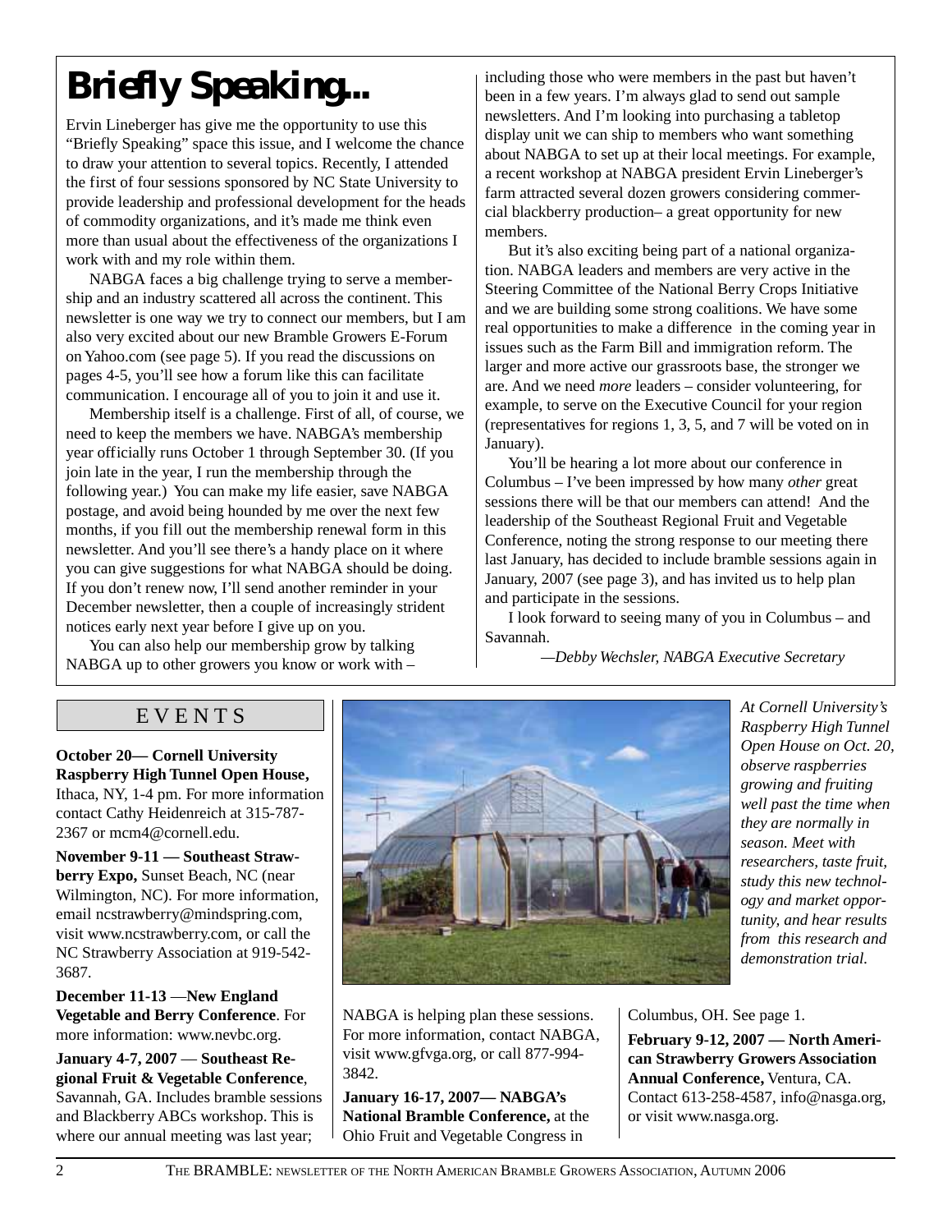# Briefly Speaking...

Ervin Lineberger has give me the opportunity to use this "Briefly Speaking" space this issue, and I welcome the chance to draw your attention to several topics. Recently, I attended the first of four sessions sponsored by NC State University to provide leadership and professional development for the heads of commodity organizations, and it's made me think even more than usual about the effectiveness of the organizations I work with and my role within them.

NABGA faces a big challenge trying to serve a membership and an industry scattered all across the continent. This newsletter is one way we try to connect our members, but I am also very excited about our new Bramble Growers E-Forum on Yahoo.com (see page 5). If you read the discussions on pages 4-5, you'll see how a forum like this can facilitate communication. I encourage all of you to join it and use it.

Membership itself is a challenge. First of all, of course, we need to keep the members we have. NABGA's membership year officially runs October 1 through September 30. (If you join late in the year, I run the membership through the following year.) You can make my life easier, save NABGA postage, and avoid being hounded by me over the next few months, if you fill out the membership renewal form in this newsletter. And you'll see there's a handy place on it where you can give suggestions for what NABGA should be doing. If you don't renew now, I'll send another reminder in your December newsletter, then a couple of increasingly strident notices early next year before I give up on you.

You can also help our membership grow by talking NABGA up to other growers you know or work with – including those who were members in the past but haven't been in a few years. I'm always glad to send out sample newsletters. And I'm looking into purchasing a tabletop display unit we can ship to members who want something about NABGA to set up at their local meetings. For example, a recent workshop at NABGA president Ervin Lineberger's farm attracted several dozen growers considering commercial blackberry production– a great opportunity for new members.

But it's also exciting being part of a national organization. NABGA leaders and members are very active in the Steering Committee of the National Berry Crops Initiative and we are building some strong coalitions. We have some real opportunities to make a difference in the coming year in issues such as the Farm Bill and immigration reform. The larger and more active our grassroots base, the stronger we are. And we need *more* leaders – consider volunteering, for example, to serve on the Executive Council for your region (representatives for regions 1, 3, 5, and 7 will be voted on in January).

You'll be hearing a lot more about our conference in Columbus – I've been impressed by how many *other* great sessions there will be that our members can attend! And the leadership of the Southeast Regional Fruit and Vegetable Conference, noting the strong response to our meeting there last January, has decided to include bramble sessions again in January, 2007 (see page 3), and has invited us to help plan and participate in the sessions.

I look forward to seeing many of you in Columbus – and Savannah.

*—Debby Wechsler, NABGA Executive Secretary*

## EVENTS

**October 20— Cornell University Raspberry High Tunnel Open House,** Ithaca, NY, 1-4 pm. For more information contact Cathy Heidenreich at 315-787-2367 or mcm4@cornell.edu.

**November 9-11 — Southeast Strawberry Expo,** Sunset Beach, NC (near Wilmington, NC). For more information, email ncstrawberry@mindspring.com, visit www.ncstrawberry.com, or call the NC Strawberry Association at 919-542-3687.

**December 11-13** —**New England Vegetable and Berry Conference**. For more information: www.nevbc.org.

**January 4-7, 2007** — **Southeast Regional Fruit & Vegetable Conference**, Savannah, GA. Includes bramble sessions and Blackberry ABCs workshop. This is where our annual meeting was last year; NABGA is helping plan these sessions. For more information, contact NABGA, visit www.gfvga.org, or call 877-994-3842.

**January 16-17, 2007— NABGA's National Bramble Conference,** at the Ohio Fruit and Vegetable Congress in Columbus, OH. See page 1.

**February 9-12, 2007 — North American Strawberry Growers Association Annual Conference,** Ventura, CA. Contact 613-258-4587, info@nasga.org, or visit www.nasga.org.

*At Cornell University's Raspberry High Tunnel Open House on Oct. 20, observe raspberries growing and fruiting well past the time when they are normally in season. Meet with researchers, taste fruit, study this new technology and market opportunity, and hear results from this research and demonstration trial.*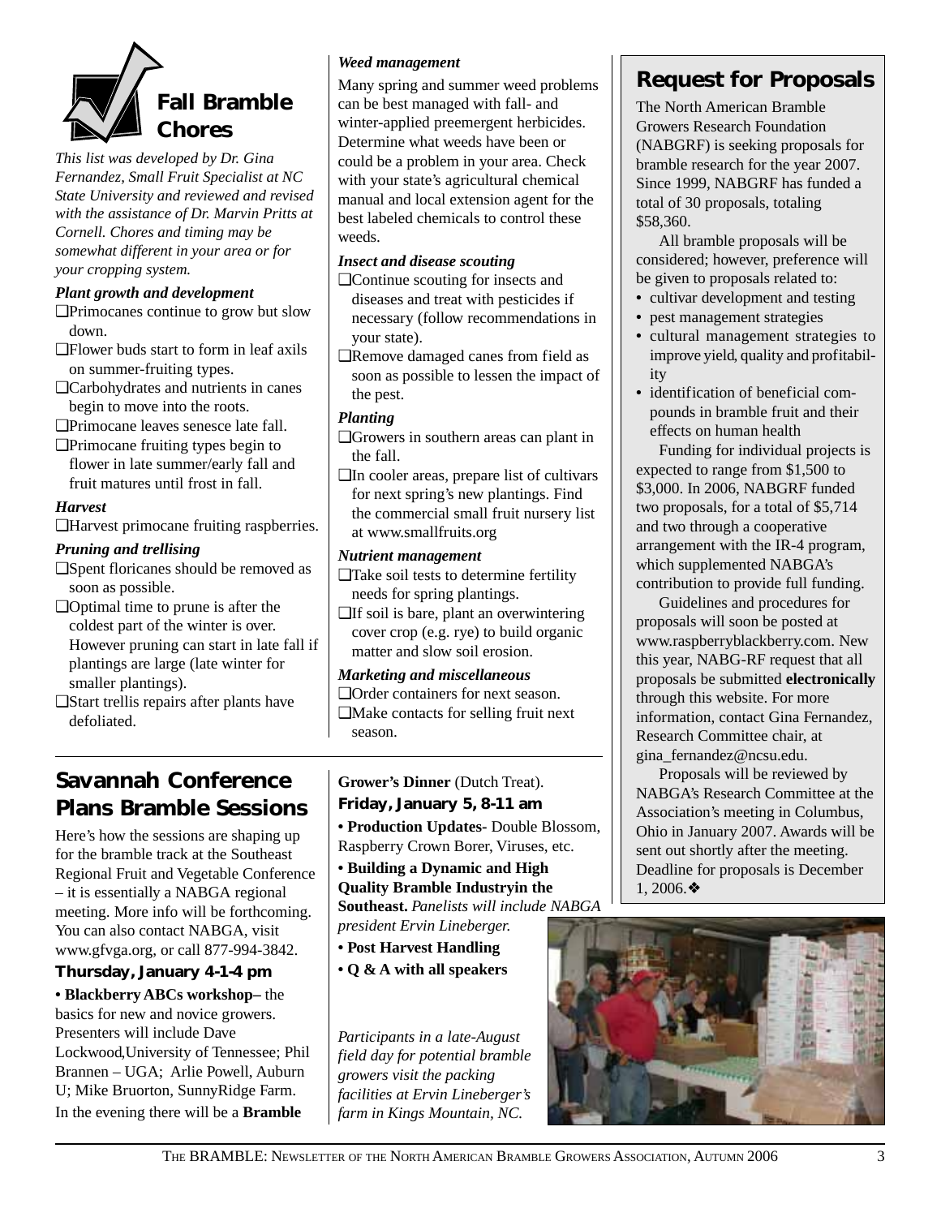## Fall Bramble Chores

*This list was developed by Dr. Gina Fernandez, Small Fruit Specialist at NC State University and reviewed and revised with the assistance of Dr. Marvin Pritts at Cornell. Chores and timing may be somewhat different in your area or for your cropping system.*

### *Plant growth and development*

- ❑Primocanes continue to grow but slow down.
- ❑Flower buds start to form in leaf axils on summer-fruiting types.
- ❑Carbohydrates and nutrients in canes begin to move into the roots.
- ❑Primocane leaves senesce late fall.
- ❑Primocane fruiting types begin to flower in late summer/early fall and fruit matures until frost in fall.

### *Harvest*

- ❑Harvest primocane fruiting raspberries.

### *Pruning and trellising*

- ❑Spent floricanes should be removed as soon as possible.
- ❑Optimal time to prune is after the coldest part of the winter is over. However pruning can start in late fall if plantings are large (late winter for smaller plantings).
- ❑Start trellis repairs after plants have defoliated.

### *Weed management*

Many spring and summer weed problems can be best managed with fall- and winter-applied preemergent herbicides. Determine what weeds have been or could be a problem in your area. Check with your state's agricultural chemical manual and local extension agent for the best labeled chemicals to control these weeds.

### *Insect and disease scouting*

- ❑Continue scouting for insects and diseases and treat with pesticides if necessary (follow recommendations in your state).
- ❑Remove damaged canes from field as soon as possible to lessen the impact of the pest.

### *Planting*

- ❑Growers in southern areas can plant in the fall.
- ❑In cooler areas, prepare list of cultivars for next spring's new plantings. Find the commercial small fruit nursery list at www.smallfruits.org

### *Nutrient management*

- ❑Take soil tests to determine fertility needs for spring plantings.
- ❑If soil is bare, plant an overwintering cover crop (e.g. rye) to build organic matter and slow soil erosion.

### *Marketing and miscellaneous*

- ❑Order containers for next season.
- ❑Make contacts for selling fruit next season.

## Request for Proposals

The North American Bramble Growers Research Foundation (NABGRF) is seeking proposals for bramble research for the year 2007. Since 1999, NABGRF has funded a total of 30 proposals, totaling $58,360.

All bramble proposals will be considered; however, preference will be given to proposals related to:

- cultivar development and testing
- pest management strategies
- cultural management strategies to improve yield, quality and profitability
- identification of beneficial compounds in bramble fruit and their effects on human health

Funding for individual projects is expected to range from $1,500 to $3,000. In 2006, NABGRF funded two proposals, for a total of $5,714 and two through a cooperative arrangement with the IR-4 program, which supplemented NABGA's contribution to provide full funding.

Guidelines and procedures for proposals will soon be posted at www.raspberryblackberry.com. New this year, NABG-RF request that all proposals be submitted **electronically** through this website. For more information, contact Gina Fernandez, Research Committee chair, at gina_fernandez@ncsu.edu.

Proposals will be reviewed by NABGA's Research Committee at the Association's meeting in Columbus, Ohio in January 2007. Awards will be sent out shortly after the meeting. Deadline for proposals is December 1, 2006.❖

## Savannah Conference Plans Bramble Sessions

Here's how the sessions are shaping up for the bramble track at the Southeast Regional Fruit and Vegetable Conference – it is essentially a NABGA regional meeting. More info will be forthcoming. You can also contact NABGA, visit www.gfvga.org, or call 877-994-3842.

**Thursday, January 4-1-4 pm**

- **Blackberry ABCs workshop–** the basics for new and novice growers. Presenters will include Dave Lockwood,University of Tennessee; Phil Brannen – UGA; Arlie Powell, Auburn U; Mike Bruorton, SunnyRidge Farm.

In the evening there will be a **Bramble Grower's Dinner** (Dutch Treat).

**Friday, January 5, 8-11 am**

- **Production Updates**- Double Blossom, Raspberry Crown Borer, Viruses, etc.
- **Building a Dynamic and High Quality Bramble Industryin the Southeast.** *Panelists will include NABGA president Ervin Lineberger.*
- **Post Harvest Handling**
- **Q & A with all speakers**

*Participants in a late-August field day for potential bramble growers visit the packing facilities at Ervin Lineberger's farm in Kings Mountain, NC.*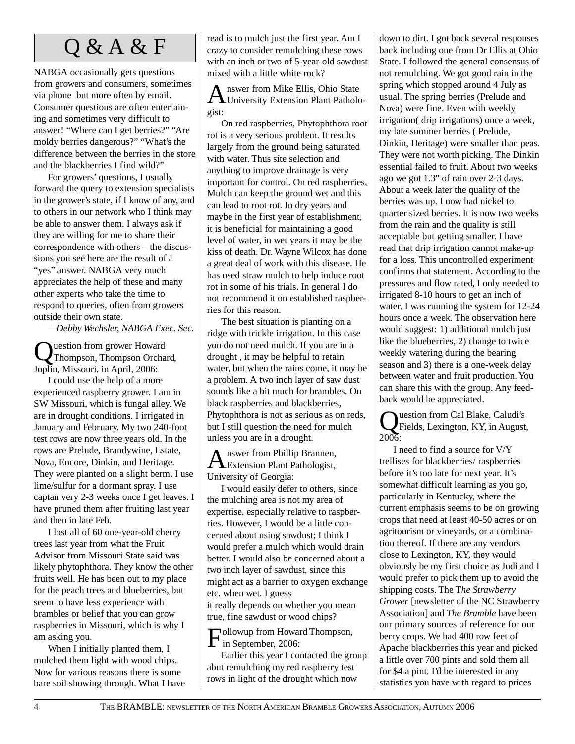# Q & A & F

NABGA occasionally gets questions from growers and consumers, sometimes via phone but more often by email. Consumer questions are often entertaining and sometimes very difficult to answer! "Where can I get berries?" "Are moldy berries dangerous?" "What's the difference between the berries in the store and the blackberries I find wild?"

For growers' questions, I usually forward the query to extension specialists in the grower's state, if I know of any, and to others in our network who I think may be able to answer them. I always ask if they are willing for me to share their correspondence with others – the discussions you see here are the result of a "yes" answer. NABGA very much appreciates the help of these and many other experts who take the time to respond to queries, often from growers outside their own state.

*—Debby Wechsler, NABGA Exec. Sec.*

Question from grower Howard Thompson, Thompson Orchard, Joplin, Missouri, in April, 2006:

I could use the help of a more experienced raspberry grower. I am in SW Missouri, which is fungal alley. We are in drought conditions. I irrigated in January and February. My two 240-foot test rows are now three years old. In the rows are Prelude, Brandywine, Estate, Nova, Encore, Dinkin, and Heritage. They were planted on a slight berm. I use lime/sulfur for a dormant spray. I use captan very 2-3 weeks once I get leaves. I have pruned them after fruiting last year and then in late Feb.

I lost all of 60 one-year-old cherry trees last year from what the Fruit Advisor from Missouri State said was likely phytophthora. They know the other fruits well. He has been out to my place for the peach trees and blueberries, but seem to have less experience with brambles or belief that you can grow raspberries in Missouri, which is why I am asking you.

When I initially planted them, I mulched them light with wood chips. Now for various reasons there is some bare soil showing through. What I have read is to mulch just the first year. Am I crazy to consider remulching these rows with an inch or two of 5-year-old sawdust mixed with a little white rock?

Answer from Mike Ellis, Ohio State University Extension Plant Pathologist:

On red raspberries, Phytophthora root rot is a very serious problem. It results largely from the ground being saturated with water. Thus site selection and anything to improve drainage is very important for control. On red raspberries, Mulch can keep the ground wet and this can lead to root rot. In dry years and maybe in the first year of establishment, it is beneficial for maintaining a good level of water, in wet years it may be the kiss of death. Dr. Wayne Wilcox has done a great deal of work with this disease. He has used straw mulch to help induce root rot in some of his trials. In general I do not recommend it on established raspberries for this reason.

The best situation is planting on a ridge with trickle irrigation. In this case you do not need mulch. If you are in a drought , it may be helpful to retain water, but when the rains come, it may be a problem. A two inch layer of saw dust sounds like a bit much for brambles. On black raspberries and blackberries, Phytophthora is not as serious as on reds, but I still question the need for mulch unless you are in a drought.

Answer from Phillip Brannen, Extension Plant Pathologist, University of Georgia:

I would easily defer to others, since the mulching area is not my area of expertise, especially relative to raspberries. However, I would be a little concerned about using sawdust; I think I would prefer a mulch which would drain better. I would also be concerned about a two inch layer of sawdust, since this might act as a barrier to oxygen exchange etc. when wet. I guess
it really depends on whether you mean true, fine sawdust or wood chips?

Followup from Howard Thompson, in September, 2006:

Earlier this year I contacted the group abut remulching my red raspberry test rows in light of the drought which now down to dirt. I got back several responses back including one from Dr Ellis at Ohio State. I followed the general consensus of not remulching. We got good rain in the spring which stopped around 4 July as usual. The spring berries (Prelude and Nova) were fine. Even with weekly irrigation( drip irrigations) once a week, my late summer berries ( Prelude, Dinkin, Heritage) were smaller than peas. They were not worth picking. The Dinkin essential failed to fruit. About two weeks ago we got 1.3" of rain over 2-3 days. About a week later the quality of the berries was up. I now had nickel to quarter sized berries. It is now two weeks from the rain and the quality is still acceptable but getting smaller. I have read that drip irrigation cannot make-up for a loss. This uncontrolled experiment confirms that statement. According to the pressures and flow rated, I only needed to irrigated 8-10 hours to get an inch of water. I was running the system for 12-24 hours once a week. The observation here would suggest: 1) additional mulch just like the blueberries, 2) change to twice weekly watering during the bearing season and 3) there is a one-week delay between water and fruit production. You can share this with the group. Any feedback would be appreciated.

Question from Cal Blake, Caludi's Fields, Lexington, KY, in August, 2006:

I need to find a source for V/Y trellises for blackberries/ raspberries before it's too late for next year. It's somewhat difficult learning as you go, particularly in Kentucky, where the current emphasis seems to be on growing crops that need at least 40-50 acres or on agritourism or vineyards, or a combination thereof. If there are any vendors close to Lexington, KY, they would obviously be my first choice as Judi and I would prefer to pick them up to avoid the shipping costs. The T*he Strawberry Grower* [newsletter of the NC Strawberry Association] and *The Bramble* have been our primary sources of reference for our berry crops. We had 400 row feet of Apache blackberries this year and picked a little over 700 pints and sold them all for $4 a pint. I'd be interested in any statistics you have with regard to prices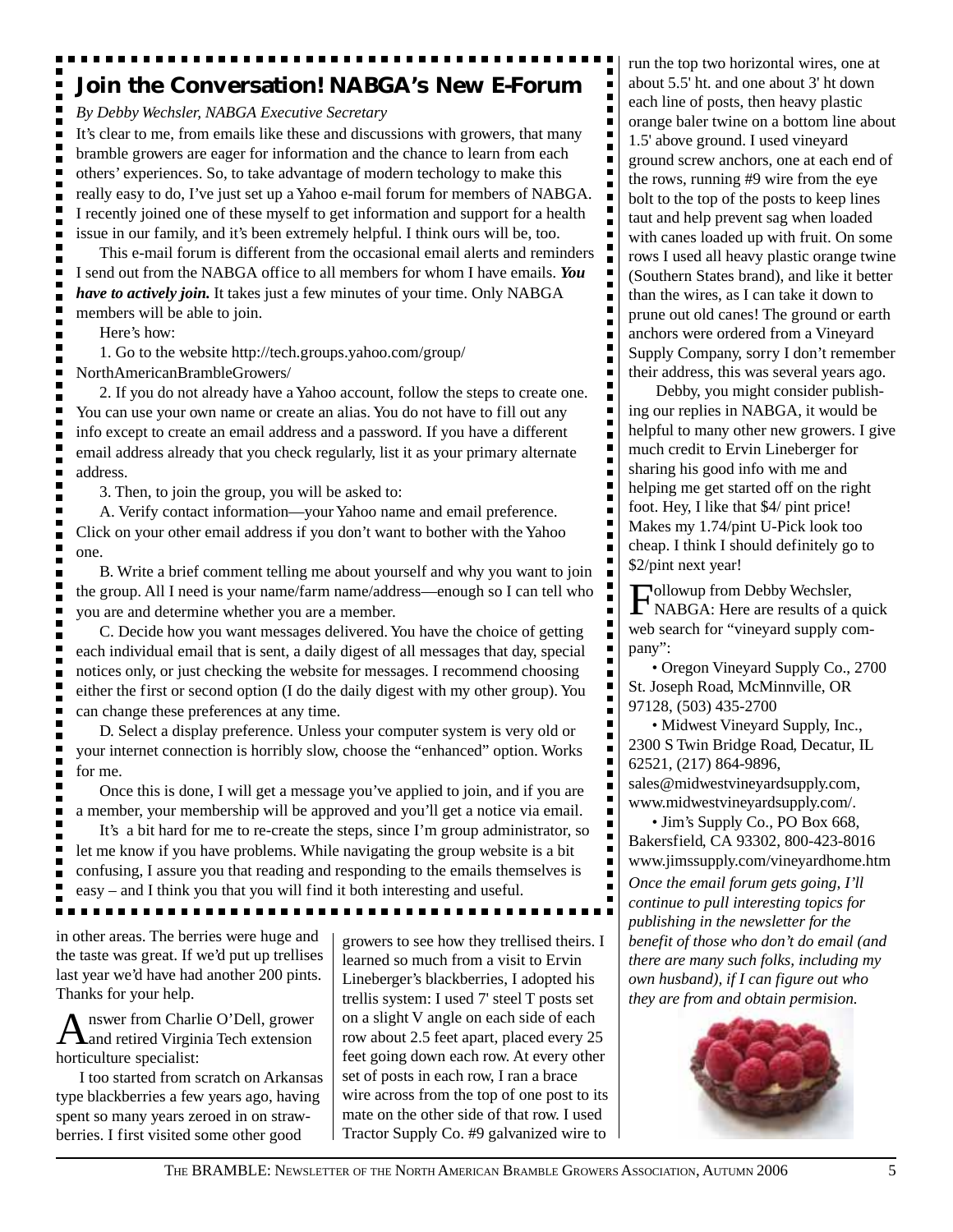## Join the Conversation! NABGA's New E-Forum

*By Debby Wechsler, NABGA Executive Secretary*

It's clear to me, from emails like these and discussions with growers, that many bramble growers are eager for information and the chance to learn from each others' experiences. So, to take advantage of modern techology to make this really easy to do, I've just set up a Yahoo e-mail forum for members of NABGA. I recently joined one of these myself to get information and support for a health issue in our family, and it's been extremely helpful. I think ours will be, too.

This e-mail forum is different from the occasional email alerts and reminders I send out from the NABGA office to all members for whom I have emails. ***You have to actively join.*** It takes just a few minutes of your time. Only NABGA members will be able to join.

Here's how:

1. Go to the website http://tech.groups.yahoo.com/group/NorthAmericanBrambleGrowers/

2. If you do not already have a Yahoo account, follow the steps to create one. You can use your own name or create an alias. You do not have to fill out any info except to create an email address and a password. If you have a different email address already that you check regularly, list it as your primary alternate address.

3. Then, to join the group, you will be asked to:

A. Verify contact information—your Yahoo name and email preference. Click on your other email address if you don't want to bother with the Yahoo one.

B. Write a brief comment telling me about yourself and why you want to join the group. All I need is your name/farm name/address—enough so I can tell who you are and determine whether you are a member.

C. Decide how you want messages delivered. You have the choice of getting each individual email that is sent, a daily digest of all messages that day, special notices only, or just checking the website for messages. I recommend choosing either the first or second option (I do the daily digest with my other group). You can change these preferences at any time.

D. Select a display preference. Unless your computer system is very old or your internet connection is horribly slow, choose the "enhanced" option. Works for me.

Once this is done, I will get a message you've applied to join, and if you are a member, your membership will be approved and you'll get a notice via email.

It's a bit hard for me to re-create the steps, since I'm group administrator, so let me know if you have problems. While navigating the group website is a bit confusing, I assure you that reading and responding to the emails themselves is easy – and I think you that you will find it both interesting and useful.

---

in other areas. The berries were huge and the taste was great. If we'd put up trellises last year we'd have had another 200 pints. Thanks for your help.

Answer from Charlie O'Dell, grower and retired Virginia Tech extension horticulture specialist:

I too started from scratch on Arkansas type blackberries a few years ago, having spent so many years zeroed in on strawberries. I first visited some other good growers to see how they trellised theirs. I learned so much from a visit to Ervin Lineberger's blackberries, I adopted his trellis system: I used 7' steel T posts set on a slight V angle on each side of each row about 2.5 feet apart, placed every 25 feet going down each row. At every other set of posts in each row, I ran a brace wire across from the top of one post to its mate on the other side of that row. I used Tractor Supply Co. #9 galvanized wire to run the top two horizontal wires, one at about 5.5' ht. and one about 3' ht down each line of posts, then heavy plastic orange baler twine on a bottom line about 1.5' above ground. I used vineyard ground screw anchors, one at each end of the rows, running #9 wire from the eye bolt to the top of the posts to keep lines taut and help prevent sag when loaded with canes loaded up with fruit. On some rows I used all heavy plastic orange twine (Southern States brand), and like it better than the wires, as I can take it down to prune out old canes! The ground or earth anchors were ordered from a Vineyard Supply Company, sorry I don't remember their address, this was several years ago.

Debby, you might consider publishing our replies in NABGA, it would be helpful to many other new growers. I give much credit to Ervin Lineberger for sharing his good info with me and helping me get started off on the right foot. Hey, I like that $4/ pint price! Makes my 1.74/pint U-Pick look too cheap. I think I should definitely go to $2/pint next year!

Followup from Debby Wechsler, NABGA: Here are results of a quick web search for "vineyard supply company":

- Oregon Vineyard Supply Co., 2700 St. Joseph Road, McMinnville, OR 97128, (503) 435-2700
- Midwest Vineyard Supply, Inc., 2300 S Twin Bridge Road, Decatur, IL 62521, (217) 864-9896, sales@midwestvineyardsupply.com, www.midwestvineyardsupply.com/.
- Jim's Supply Co., PO Box 668, Bakersfield, CA 93302, 800-423-8016 www.jimssupply.com/vineyardhome.htm

*Once the email forum gets going, I'll continue to pull interesting topics for publishing in the newsletter for the benefit of those who don't do email (and there are many such folks, including my own husband), if I can figure out who they are from and obtain permision.*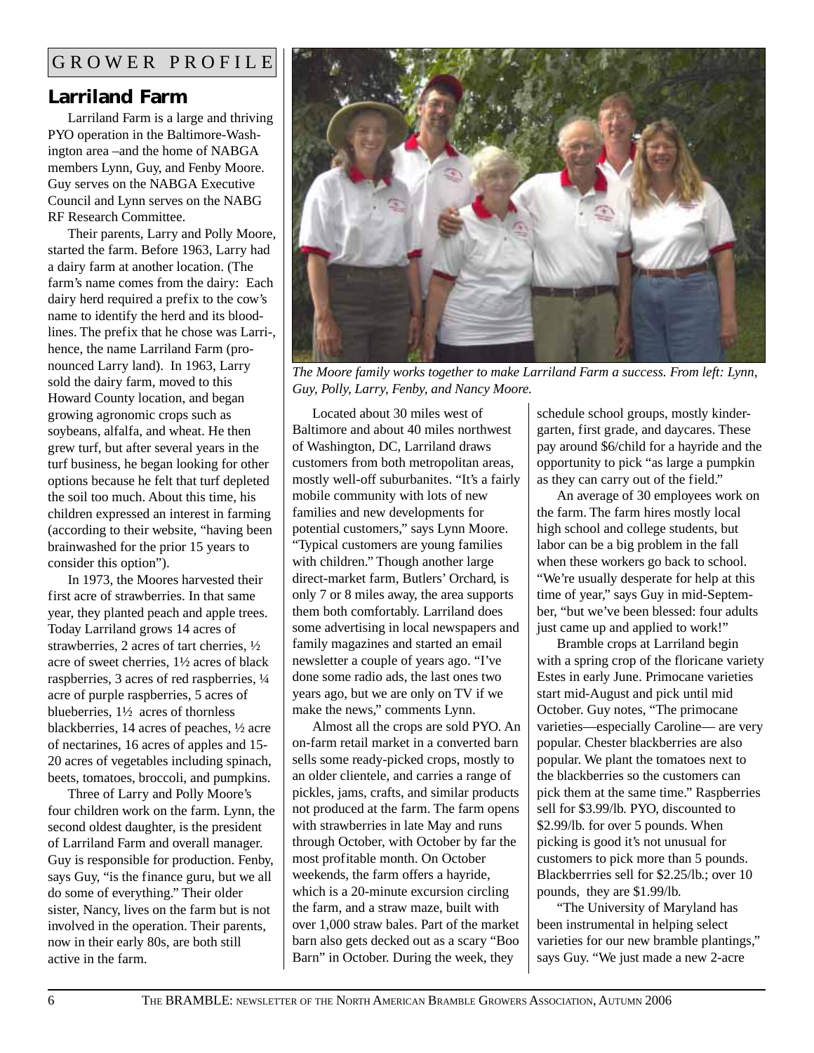GROWER PROFILE

## Larriland Farm

Larriland Farm is a large and thriving PYO operation in the Baltimore-Washington area –and the home of NABGA members Lynn, Guy, and Fenby Moore. Guy serves on the NABGA Executive Council and Lynn serves on the NABG RF Research Committee.

Their parents, Larry and Polly Moore, started the farm. Before 1963, Larry had a dairy farm at another location. (The farm's name comes from the dairy: Each dairy herd required a prefix to the cow's name to identify the herd and its bloodlines. The prefix that he chose was Larri-, hence, the name Larriland Farm (pronounced Larry land). In 1963, Larry sold the dairy farm, moved to this Howard County location, and began growing agronomic crops such as soybeans, alfalfa, and wheat. He then grew turf, but after several years in the turf business, he began looking for other options because he felt that turf depleted the soil too much. About this time, his children expressed an interest in farming (according to their website, "having been brainwashed for the prior 15 years to consider this option").

In 1973, the Moores harvested their first acre of strawberries. In that same year, they planted peach and apple trees. Today Larriland grows 14 acres of strawberries, 2 acres of tart cherries, ½ acre of sweet cherries, 1½ acres of black raspberries, 3 acres of red raspberries, ¼ acre of purple raspberries, 5 acres of blueberries, 1½ acres of thornless blackberries, 14 acres of peaches, ½ acre of nectarines, 16 acres of apples and 15-20 acres of vegetables including spinach, beets, tomatoes, broccoli, and pumpkins.

Three of Larry and Polly Moore's four children work on the farm. Lynn, the second oldest daughter, is the president of Larriland Farm and overall manager. Guy is responsible for production. Fenby, says Guy, "is the finance guru, but we all do some of everything." Their older sister, Nancy, lives on the farm but is not involved in the operation. Their parents, now in their early 80s, are both still active in the farm.

*The Moore family works together to make Larriland Farm a success. From left: Lynn, Guy, Polly, Larry, Fenby, and Nancy Moore.*

Located about 30 miles west of Baltimore and about 40 miles northwest of Washington, DC, Larriland draws customers from both metropolitan areas, mostly well-off suburbanites. "It's a fairly mobile community with lots of new families and new developments for potential customers," says Lynn Moore. "Typical customers are young families with children." Though another large direct-market farm, Butlers' Orchard, is only 7 or 8 miles away, the area supports them both comfortably. Larriland does some advertising in local newspapers and family magazines and started an email newsletter a couple of years ago. "I've done some radio ads, the last ones two years ago, but we are only on TV if we make the news," comments Lynn.

Almost all the crops are sold PYO. An on-farm retail market in a converted barn sells some ready-picked crops, mostly to an older clientele, and carries a range of pickles, jams, crafts, and similar products not produced at the farm. The farm opens with strawberries in late May and runs through October, with October by far the most profitable month. On October weekends, the farm offers a hayride, which is a 20-minute excursion circling the farm, and a straw maze, built with over 1,000 straw bales. Part of the market barn also gets decked out as a scary "Boo Barn" in October. During the week, they schedule school groups, mostly kindergarten, first grade, and daycares. These pay around $6/child for a hayride and the opportunity to pick "as large a pumpkin as they can carry out of the field."

An average of 30 employees work on the farm. The farm hires mostly local high school and college students, but labor can be a big problem in the fall when these workers go back to school. "We're usually desperate for help at this time of year," says Guy in mid-September, "but we've been blessed: four adults just came up and applied to work!"

Bramble crops at Larriland begin with a spring crop of the floricane variety Estes in early June. Primocane varieties start mid-August and pick until mid October. Guy notes, "The primocane varieties—especially Caroline— are very popular. Chester blackberries are also popular. We plant the tomatoes next to the blackberries so the customers can pick them at the same time." Raspberries sell for $3.99/lb. PYO, discounted to $2.99/lb. for over 5 pounds. When picking is good it's not unusual for customers to pick more than 5 pounds. Blackberrries sell for $2.25/lb.; over 10 pounds, they are $1.99/lb.

"The University of Maryland has been instrumental in helping select varieties for our new bramble plantings," says Guy. "We just made a new 2-acre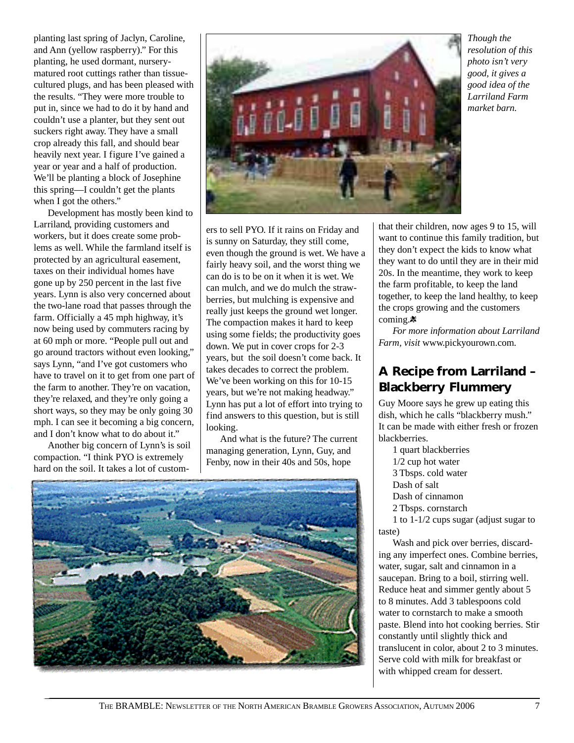planting last spring of Jaclyn, Caroline, and Ann (yellow raspberry)." For this planting, he used dormant, nursery-matured root cuttings rather than tissue-cultured plugs, and has been pleased with the results. "They were more trouble to put in, since we had to do it by hand and couldn't use a planter, but they sent out suckers right away. They have a small crop already this fall, and should bear heavily next year. I figure I've gained a year or year and a half of production. We'll be planting a block of Josephine this spring—I couldn't get the plants when I got the others."

Development has mostly been kind to Larriland, providing customers and workers, but it does create some problems as well. While the farmland itself is protected by an agricultural easement, taxes on their individual homes have gone up by 250 percent in the last five years. Lynn is also very concerned about the two-lane road that passes through the farm. Officially a 45 mph highway, it's now being used by commuters racing by at 60 mph or more. "People pull out and go around tractors without even looking," says Lynn, "and I've got customers who have to travel on it to get from one part of the farm to another. They're on vacation, they're relaxed, and they're only going a short ways, so they may be only going 30 mph. I can see it becoming a big concern, and I don't know what to do about it."

Another big concern of Lynn's is soil compaction. "I think PYO is extremely hard on the soil. It takes a lot of customers to sell PYO. If it rains on Friday and is sunny on Saturday, they still come, even though the ground is wet. We have a fairly heavy soil, and the worst thing we can do is to be on it when it is wet. We can mulch, and we do mulch the strawberries, but mulching is expensive and really just keeps the ground wet longer. The compaction makes it hard to keep using some fields; the productivity goes down. We put in cover crops for 2-3 years, but the soil doesn't come back. It takes decades to correct the problem. We've been working on this for 10-15 years, but we're not making headway." Lynn has put a lot of effort into trying to find answers to this question, but is still looking.

*Though the resolution of this photo isn't very good, it gives a good idea of the Larriland Farm market barn.*

And what is the future? The current managing generation, Lynn, Guy, and Fenby, now in their 40s and 50s, hope that their children, now ages 9 to 15, will want to continue this family tradition, but they don't expect the kids to know what they want to do until they are in their mid 20s. In the meantime, they work to keep the farm profitable, to keep the land together, to keep the land healthy, to keep the crops growing and the customers coming.

*For more information about Larriland Farm, visit* www.pickyourown.com.

## A Recipe from Larriland – Blackberry Flummery

Guy Moore says he grew up eating this dish, which he calls "blackberry mush." It can be made with either fresh or frozen blackberries.

1 quart blackberries
1/2 cup hot water
3 Tbsps. cold water
Dash of salt
Dash of cinnamon
2 Tbsps. cornstarch
1 to 1-1/2 cups sugar (adjust sugar to taste)

Wash and pick over berries, discarding any imperfect ones. Combine berries, water, sugar, salt and cinnamon in a saucepan. Bring to a boil, stirring well. Reduce heat and simmer gently about 5 to 8 minutes. Add 3 tablespoons cold water to cornstarch to make a smooth paste. Blend into hot cooking berries. Stir constantly until slightly thick and translucent in color, about 2 to 3 minutes. Serve cold with milk for breakfast or with whipped cream for dessert.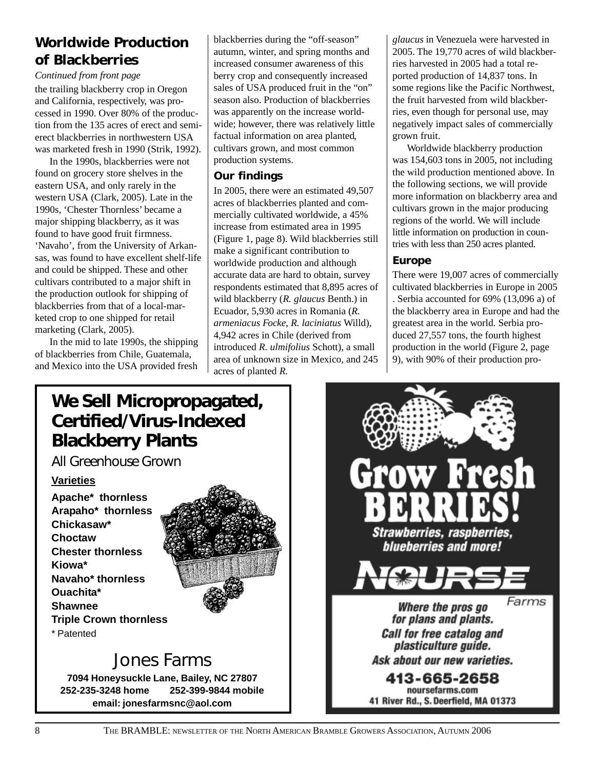## Worldwide Production of Blackberries

*Continued from front page*

the trailing blackberry crop in Oregon and California, respectively, was processed in 1990. Over 80% of the production from the 135 acres of erect and semi-erect blackberries in northwestern USA was marketed fresh in 1990 (Strik, 1992).

In the 1990s, blackberries were not found on grocery store shelves in the eastern USA, and only rarely in the western USA (Clark, 2005). Late in the 1990s, 'Chester Thornless' became a major shipping blackberry, as it was found to have good fruit firmness. 'Navaho', from the University of Arkansas, was found to have excellent shelf-life and could be shipped. These and other cultivars contributed to a major shift in the production outlook for shipping of blackberries from that of a local-marketed crop to one shipped for retail marketing (Clark, 2005).

In the mid to late 1990s, the shipping of blackberries from Chile, Guatemala, and Mexico into the USA provided fresh blackberries during the "off-season" autumn, winter, and spring months and increased consumer awareness of this berry crop and consequently increased sales of USA produced fruit in the "on" season also. Production of blackberries was apparently on the increase worldwide; however, there was relatively little factual information on area planted, cultivars grown, and most common production systems.

### Our findings

In 2005, there were an estimated 49,507 acres of blackberries planted and commercially cultivated worldwide, a 45% increase from estimated area in 1995 (Figure 1, page 8). Wild blackberries still make a significant contribution to worldwide production and although accurate data are hard to obtain, survey respondents estimated that 8,895 acres of wild blackberry (*R. glaucus* Benth.) in Ecuador, 5,930 acres in Romania (*R. armeniacus Focke*, *R. laciniatus* Willd), 4,942 acres in Chile (derived from introduced *R. ulmifolius* Schott), a small area of unknown size in Mexico, and 245 acres of planted *R. glaucus* in Venezuela were harvested in 2005. The 19,770 acres of wild blackberries harvested in 2005 had a total reported production of 14,837 tons. In some regions like the Pacific Northwest, the fruit harvested from wild blackberries, even though for personal use, may negatively impact sales of commercially grown fruit.

Worldwide blackberry production was 154,603 tons in 2005, not including the wild production mentioned above. In the following sections, we will provide more information on blackberry area and cultivars grown in the major producing regions of the world. We will include little information on production in countries with less than 250 acres planted.

### Europe

There were 19,007 acres of commercially cultivated blackberries in Europe in 2005 . Serbia accounted for 69% (13,096 a) of the blackberry area in Europe and had the greatest area in the world. Serbia produced 27,557 tons, the fourth highest production in the world (Figure 2, page 9), with 90% of their production pro-

**We Sell Micropropagated, Certified/Virus-Indexed Blackberry Plants**

All Greenhouse Grown

**Varieties**

**Apache\* thornless**
**Arapaho\* thornless**
**Chickasaw\***
**Choctaw**
**Chester thornless**
**Kiowa\***
**Navaho\* thornless**
**Ouachita\***
**Shawnee**
**Triple Crown thornless**
\* Patented

Jones Farms
**7094 Honeysuckle Lane, Bailey, NC 27807**
**252-235-3248 home 252-399-9844 mobile**
**email: jonesfarmsnc@aol.com**

**Grow Fresh BERRIES!**
*Strawberries, raspberries, blueberries and more!*

NOURSE Farms

*Where the pros go for plans and plants.*
*Call for free catalog and plasticulture guide.*
*Ask about our new varieties.*

**413-665-2658**
noursefarms.com
41 River Rd., S. Deerfield, MA 01373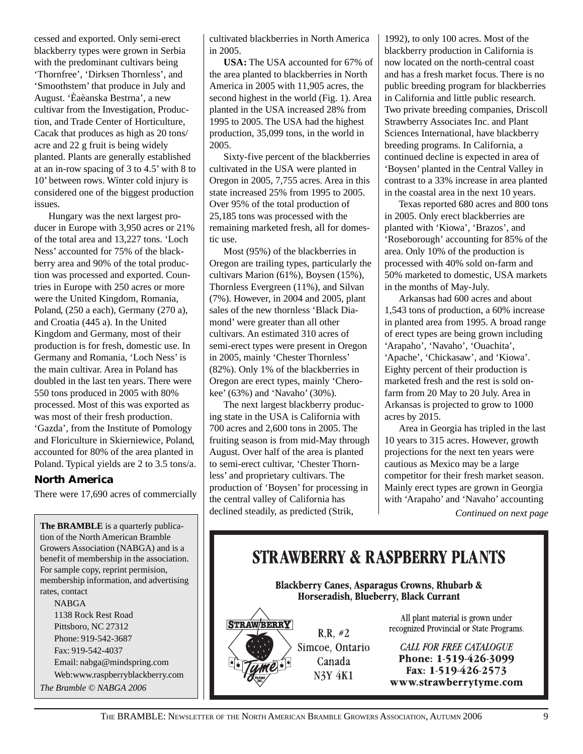cessed and exported. Only semi-erect blackberry types were grown in Serbia with the predominant cultivars being 'Thornfree', 'Dirksen Thornless', and 'Smoothstem' that produce in July and August. 'Èaèanska Bestrna', a new cultivar from the Investigation, Production, and Trade Center of Horticulture, Cacak that produces as high as 20 tons/acre and 22 g fruit is being widely planted. Plants are generally established at an in-row spacing of 3 to 4.5' with 8 to 10' between rows. Winter cold injury is considered one of the biggest production issues.

Hungary was the next largest producer in Europe with 3,950 acres or 21% of the total area and 13,227 tons. 'Loch Ness' accounted for 75% of the blackberry area and 90% of the total production was processed and exported. Countries in Europe with 250 acres or more were the United Kingdom, Romania, Poland, (250 a each), Germany (270 a), and Croatia (445 a). In the United Kingdom and Germany, most of their production is for fresh, domestic use. In Germany and Romania, 'Loch Ness' is the main cultivar. Area in Poland has doubled in the last ten years. There were 550 tons produced in 2005 with 80% processed. Most of this was exported as was most of their fresh production. 'Gazda', from the Institute of Pomology and Floriculture in Skierniewice, Poland, accounted for 80% of the area planted in Poland. Typical yields are 2 to 3.5 tons/a.

## North America

There were 17,690 acres of commercially cultivated blackberries in North America in 2005.

**USA:** The USA accounted for 67% of the area planted to blackberries in North America in 2005 with 11,905 acres, the second highest in the world (Fig. 1). Area planted in the USA increased 28% from 1995 to 2005. The USA had the highest production, 35,099 tons, in the world in 2005.

Sixty-five percent of the blackberries cultivated in the USA were planted in Oregon in 2005, 7,755 acres. Area in this state increased 25% from 1995 to 2005. Over 95% of the total production of 25,185 tons was processed with the remaining marketed fresh, all for domestic use.

Most (95%) of the blackberries in Oregon are trailing types, particularly the cultivars Marion (61%), Boysen (15%), Thornless Evergreen (11%), and Silvan (7%). However, in 2004 and 2005, plant sales of the new thornless 'Black Diamond' were greater than all other cultivars. An estimated 310 acres of semi-erect types were present in Oregon in 2005, mainly 'Chester Thornless' (82%). Only 1% of the blackberries in Oregon are erect types, mainly 'Cherokee' (63%) and 'Navaho' (30%).

The next largest blackberry producing state in the USA is California with 700 acres and 2,600 tons in 2005. The fruiting season is from mid-May through August. Over half of the area is planted to semi-erect cultivar, 'Chester Thornless' and proprietary cultivars. The production of 'Boysen' for processing in the central valley of California has declined steadily, as predicted (Strik, 1992), to only 100 acres. Most of the blackberry production in California is now located on the north-central coast and has a fresh market focus. There is no public breeding program for blackberries in California and little public research. Two private breeding companies, Driscoll Strawberry Associates Inc. and Plant Sciences International, have blackberry breeding programs. In California, a continued decline is expected in area of 'Boysen' planted in the Central Valley in contrast to a 33% increase in area planted in the coastal area in the next 10 years.

Texas reported 680 acres and 800 tons in 2005. Only erect blackberries are planted with 'Kiowa', 'Brazos', and 'Roseborough' accounting for 85% of the area. Only 10% of the production is processed with 40% sold on-farm and 50% marketed to domestic, USA markets in the months of May-July.

Arkansas had 600 acres and about 1,543 tons of production, a 60% increase in planted area from 1995. A broad range of erect types are being grown including 'Arapaho', 'Navaho', 'Ouachita', 'Apache', 'Chickasaw', and 'Kiowa'. Eighty percent of their production is marketed fresh and the rest is sold on-farm from 20 May to 20 July. Area in Arkansas is projected to grow to 1000 acres by 2015.

Area in Georgia has tripled in the last 10 years to 315 acres. However, growth projections for the next ten years were cautious as Mexico may be a large competitor for their fresh market season. Mainly erect types are grown in Georgia with 'Arapaho' and 'Navaho' accounting

*Continued on next page*

---

**The BRAMBLE** is a quarterly publication of the North American Bramble Growers Association (NABGA) and is a benefit of membership in the association. For sample copy, reprint permision, membership information, and advertising rates, contact

NABGA
1138 Rock Rest Road
Pittsboro, NC 27312
Phone: 919-542-3687
Fax: 919-542-4037
Email: nabga@mindspring.com
Web:www.raspberryblackberry.com

*The Bramble © NABGA 2006*

---

**STRAWBERRY & RASPBERRY PLANTS**

**Blackberry Canes, Asparagus Crowns, Rhubarb & Horseradish, Blueberry, Black Currant**

Strawberry Tyme Farms Inc.

R.R. #2
Simcoe, Ontario
Canada
N3Y 4K1

All plant material is grown under recognized Provincial or State Programs.

*CALL FOR FREE CATALOGUE*
**Phone: 1-519-426-3099**
**Fax: 1-519-426-2573**
**www.strawberrytyme.com**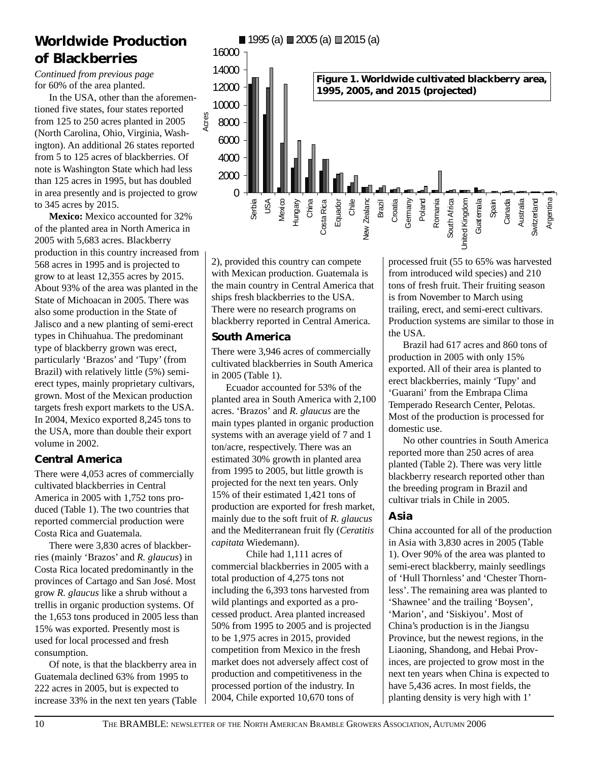# Worldwide Production of Blackberries

*Continued from previous page*

for 60% of the area planted.

In the USA, other than the aforementioned five states, four states reported from 125 to 250 acres planted in 2005 (North Carolina, Ohio, Virginia, Washington). An additional 26 states reported from 5 to 125 acres of blackberries. Of note is Washington State which had less than 125 acres in 1995, but has doubled in area presently and is projected to grow to 345 acres by 2015.

**Mexico:** Mexico accounted for 32% of the planted area in North America in 2005 with 5,683 acres. Blackberry production in this country increased from 568 acres in 1995 and is projected to grow to at least 12,355 acres by 2015. About 93% of the area was planted in the State of Michoacan in 2005. There was also some production in the State of Jalisco and a new planting of semi-erect types in Chihuahua. The predominant type of blackberry grown was erect, particularly 'Brazos' and 'Tupy' (from Brazil) with relatively little (5%) semi-erect types, mainly proprietary cultivars, grown. Most of the Mexican production targets fresh export markets to the USA. In 2004, Mexico exported 8,245 tons to the USA, more than double their export volume in 2002.

**Figure 1. Worldwide cultivated blackberry area, 1995, 2005, and 2015 (projected)**

## Central America

There were 4,053 acres of commercially cultivated blackberries in Central America in 2005 with 1,752 tons produced (Table 1). The two countries that reported commercial production were Costa Rica and Guatemala.

There were 3,830 acres of blackberries (mainly 'Brazos' and *R. glaucus*) in Costa Rica located predominantly in the provinces of Cartago and San José. Most grow *R. glaucus* like a shrub without a trellis in organic production systems. Of the 1,653 tons produced in 2005 less than 15% was exported. Presently most is used for local processed and fresh consumption.

Of note, is that the blackberry area in Guatemala declined 63% from 1995 to 222 acres in 2005, but is expected to increase 33% in the next ten years (Table 2), provided this country can compete with Mexican production. Guatemala is the main country in Central America that ships fresh blackberries to the USA. There were no research programs on blackberry reported in Central America.

## South America

There were 3,946 acres of commercially cultivated blackberries in South America in 2005 (Table 1).

Ecuador accounted for 53% of the planted area in South America with 2,100 acres. 'Brazos' and *R. glaucus* are the main types planted in organic production systems with an average yield of 7 and 1 ton/acre, respectively. There was an estimated 30% growth in planted area from 1995 to 2005, but little growth is projected for the next ten years. Only 15% of their estimated 1,421 tons of production are exported for fresh market, mainly due to the soft fruit of *R. glaucus* and the Mediterranean fruit fly (*Ceratitis capitata* Wiedemann).

Chile had 1,111 acres of commercial blackberries in 2005 with a total production of 4,275 tons not including the 6,393 tons harvested from wild plantings and exported as a processed product. Area planted increased 50% from 1995 to 2005 and is projected to be 1,975 acres in 2015, provided competition from Mexico in the fresh market does not adversely affect cost of production and competitiveness in the processed portion of the industry. In 2004, Chile exported 10,670 tons of processed fruit (55 to 65% was harvested from introduced wild species) and 210 tons of fresh fruit. Their fruiting season is from November to March using trailing, erect, and semi-erect cultivars. Production systems are similar to those in the USA.

Brazil had 617 acres and 860 tons of production in 2005 with only 15% exported. All of their area is planted to erect blackberries, mainly 'Tupy' and 'Guarani' from the Embrapa Clima Temperado Research Center, Pelotas. Most of the production is processed for domestic use.

No other countries in South America reported more than 250 acres of area planted (Table 2). There was very little blackberry research reported other than the breeding program in Brazil and cultivar trials in Chile in 2005.

## Asia

China accounted for all of the production in Asia with 3,830 acres in 2005 (Table 1). Over 90% of the area was planted to semi-erect blackberry, mainly seedlings of 'Hull Thornless' and 'Chester Thornless'. The remaining area was planted to 'Shawnee' and the trailing 'Boysen', 'Marion', and 'Siskiyou'. Most of China's production is in the Jiangsu Province, but the newest regions, in the Liaoning, Shandong, and Hebai Provinces, are projected to grow most in the next ten years when China is expected to have 5,436 acres. In most fields, the planting density is very high with 1'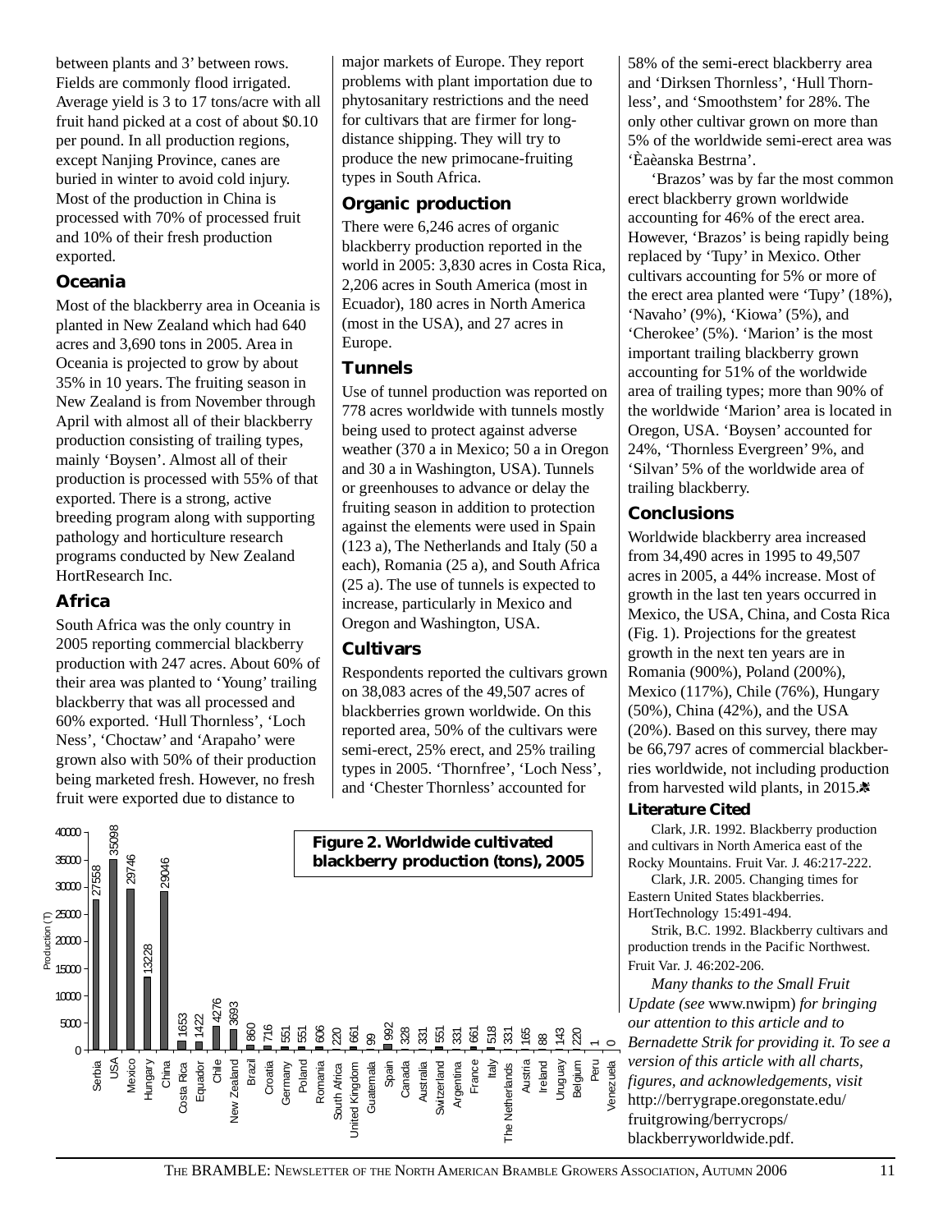between plants and 3' between rows. Fields are commonly flood irrigated. Average yield is 3 to 17 tons/acre with all fruit hand picked at a cost of about $0.10 per pound. In all production regions, except Nanjing Province, canes are buried in winter to avoid cold injury. Most of the production in China is processed with 70% of processed fruit and 10% of their fresh production exported.

### Oceania

Most of the blackberry area in Oceania is planted in New Zealand which had 640 acres and 3,690 tons in 2005. Area in Oceania is projected to grow by about 35% in 10 years. The fruiting season in New Zealand is from November through April with almost all of their blackberry production consisting of trailing types, mainly 'Boysen'. Almost all of their production is processed with 55% of that exported. There is a strong, active breeding program along with supporting pathology and horticulture research programs conducted by New Zealand HortResearch Inc.

### Africa

South Africa was the only country in 2005 reporting commercial blackberry production with 247 acres. About 60% of their area was planted to 'Young' trailing blackberry that was all processed and 60% exported. 'Hull Thornless', 'Loch Ness', 'Choctaw' and 'Arapaho' were grown also with 50% of their production being marketed fresh. However, no fresh fruit were exported due to distance to major markets of Europe. They report problems with plant importation due to phytosanitary restrictions and the need for cultivars that are firmer for long-distance shipping. They will try to produce the new primocane-fruiting types in South Africa.

### Organic production

There were 6,246 acres of organic blackberry production reported in the world in 2005: 3,830 acres in Costa Rica, 2,206 acres in South America (most in Ecuador), 180 acres in North America (most in the USA), and 27 acres in Europe.

### Tunnels

Use of tunnel production was reported on 778 acres worldwide with tunnels mostly being used to protect against adverse weather (370 a in Mexico; 50 a in Oregon and 30 a in Washington, USA). Tunnels or greenhouses to advance or delay the fruiting season in addition to protection against the elements were used in Spain (123 a), The Netherlands and Italy (50 a each), Romania (25 a), and South Africa (25 a). The use of tunnels is expected to increase, particularly in Mexico and Oregon and Washington, USA.

### Cultivars

Respondents reported the cultivars grown on 38,083 acres of the 49,507 acres of blackberries grown worldwide. On this reported area, 50% of the cultivars were semi-erect, 25% erect, and 25% trailing types in 2005. 'Thornfree', 'Loch Ness', and 'Chester Thornless' accounted for 58% of the semi-erect blackberry area and 'Dirksen Thornless', 'Hull Thornless', and 'Smoothstem' for 28%. The only other cultivar grown on more than 5% of the worldwide semi-erect area was 'Èaèanska Bestrna'.

'Brazos' was by far the most common erect blackberry grown worldwide accounting for 46% of the erect area. However, 'Brazos' is being rapidly being replaced by 'Tupy' in Mexico. Other cultivars accounting for 5% or more of the erect area planted were 'Tupy' (18%), 'Navaho' (9%), 'Kiowa' (5%), and 'Cherokee' (5%). 'Marion' is the most important trailing blackberry grown accounting for 51% of the worldwide area of trailing types; more than 90% of the worldwide 'Marion' area is located in Oregon, USA. 'Boysen' accounted for 24%, 'Thornless Evergreen' 9%, and 'Silvan' 5% of the worldwide area of trailing blackberry.

### Conclusions

Worldwide blackberry area increased from 34,490 acres in 1995 to 49,507 acres in 2005, a 44% increase. Most of growth in the last ten years occurred in Mexico, the USA, China, and Costa Rica (Fig. 1). Projections for the greatest growth in the next ten years are in Romania (900%), Poland (200%), Mexico (117%), Chile (76%), Hungary (50%), China (42%), and the USA (20%). Based on this survey, there may be 66,797 acres of commercial blackberries worldwide, not including production from harvested wild plants, in 2015.

**Figure 2. Worldwide cultivated blackberry production (tons), 2005**

| Country | Production (T) |
|---|---|
| Serbia | 27558 |
| USA | 35098 |
| Mexico | 29746 |
| Hungary | 13228 |
| China | 29046 |
| Costa Rica | 1653 |
| Equador | 1422 |
| Chile | 4276 |
| New Zealand | 3693 |
| Brazil | 860 |
| Croatia | 716 |
| Germany | 551 |
| Poland | 551 |
| Romania | 606 |
| South Africa | 220 |
| United Kingdom | 661 |
| Guatemala | 99 |
| Spain | 992 |
| Canada | 328 |
| Australia | 331 |
| Switzerland | 551 |
| Argentina | 331 |
| France | 661 |
| Italy | 518 |
| The Netherlands | 331 |
| Austria | 165 |
| Ireland | 88 |
| Uruguay | 143 |
| Belgium | 220 |
| Peru | 1 |
| Venezuela | 0 |

### Literature Cited

Clark, J.R. 1992. Blackberry production and cultivars in North America east of the Rocky Mountains. Fruit Var. J. 46:217-222.

Clark, J.R. 2005. Changing times for Eastern United States blackberries. HortTechnology 15:491-494.

Strik, B.C. 1992. Blackberry cultivars and production trends in the Pacific Northwest. Fruit Var. J. 46:202-206.

*Many thanks to the Small Fruit Update (see* www.nwipm) *for bringing our attention to this article and to Bernadette Strik for providing it. To see a version of this article with all charts, figures, and acknowledgements, visit* http://berrygrape.oregonstate.edu/fruitgrowing/berrycrops/blackberryworldwide.pdf.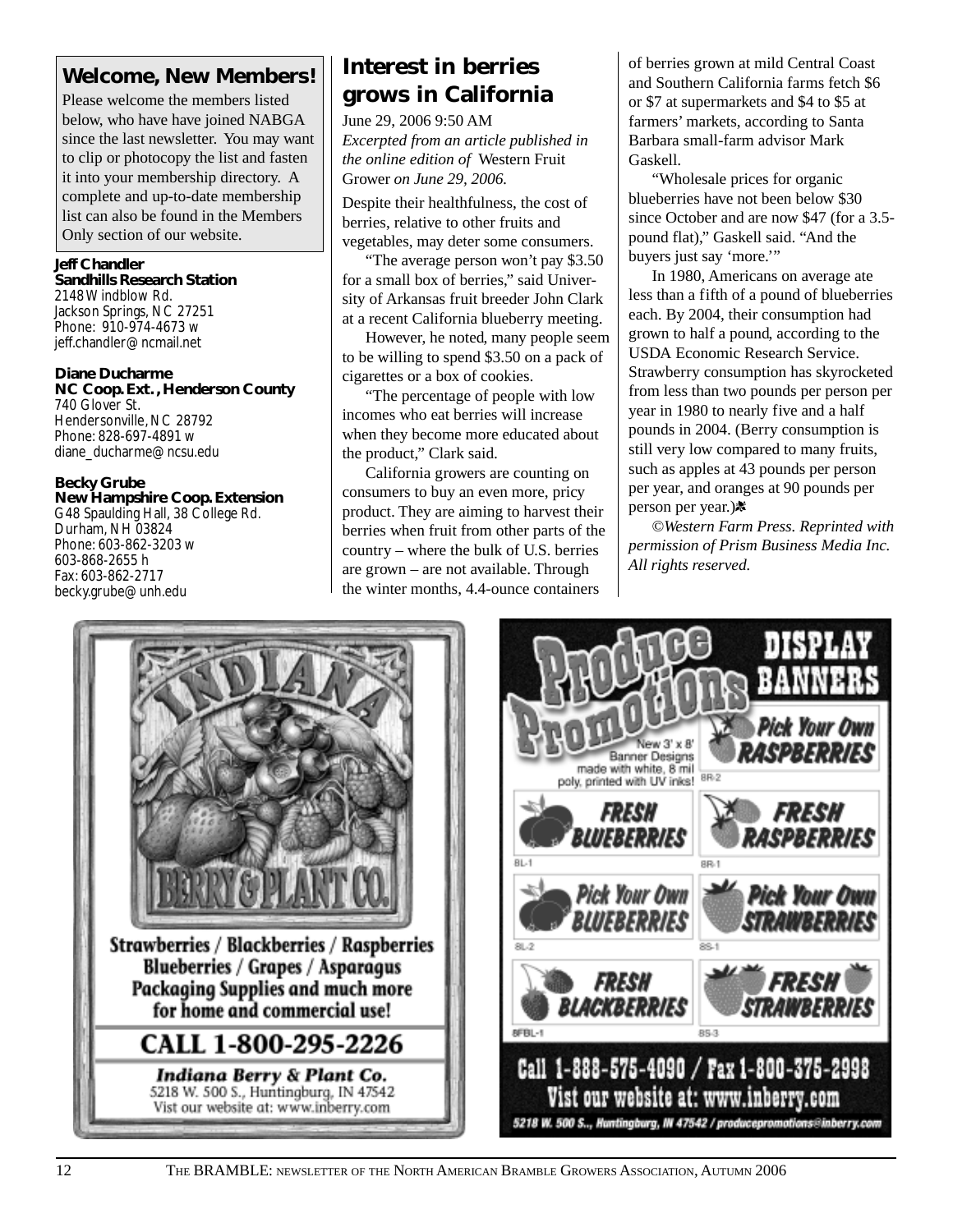## Welcome, New Members!

Please welcome the members listed below, who have have joined NABGA since the last newsletter. You may want to clip or photocopy the list and fasten it into your membership directory. A complete and up-to-date membership list can also be found in the Members Only section of our website.

**Jeff Chandler**
**Sandhills Research Station**
2148 Windblow Rd.
Jackson Springs, NC 27251
Phone: 910-974-4673 w
jeff.chandler@ncmail.net

**Diane Ducharme**
**NC Coop. Ext., Henderson County**
740 Glover St.
Hendersonville, NC 28792
Phone: 828-697-4891 w
diane_ducharme@ncsu.edu

**Becky Grube**
**New Hampshire Coop. Extension**
G48 Spaulding Hall, 38 College Rd.
Durham, NH 03824
Phone: 603-862-3203 w
603-868-2655 h
Fax: 603-862-2717
becky.grube@unh.edu

## Interest in berries grows in California

June 29, 2006 9:50 AM
*Excerpted from an article published in the online edition of* Western Fruit Grower *on June 29, 2006.*

Despite their healthfulness, the cost of berries, relative to other fruits and vegetables, may deter some consumers.

"The average person won't pay $3.50 for a small box of berries," said University of Arkansas fruit breeder John Clark at a recent California blueberry meeting.

However, he noted, many people seem to be willing to spend $3.50 on a pack of cigarettes or a box of cookies.

"The percentage of people with low incomes who eat berries will increase when they become more educated about the product," Clark said.

California growers are counting on consumers to buy an even more, pricy product. They are aiming to harvest their berries when fruit from other parts of the country – where the bulk of U.S. berries are grown – are not available. Through the winter months, 4.4-ounce containers of berries grown at mild Central Coast and Southern California farms fetch $6 or $7 at supermarkets and $4 to $5 at farmers' markets, according to Santa Barbara small-farm advisor Mark Gaskell.

"Wholesale prices for organic blueberries have not been below $30 since October and are now $47 (for a 3.5-pound flat)," Gaskell said. "And the buyers just say 'more.'"

In 1980, Americans on average ate less than a fifth of a pound of blueberries each. By 2004, their consumption had grown to half a pound, according to the USDA Economic Research Service. Strawberry consumption has skyrocketed from less than two pounds per person per year in 1980 to nearly five and a half pounds in 2004. (Berry consumption is still very low compared to many fruits, such as apples at 43 pounds per person per year, and oranges at 90 pounds per person per year.)

*©Western Farm Press. Reprinted with permission of Prism Business Media Inc. All rights reserved.*

---

**INDIANA BERRY & PLANT CO.**

Strawberries / Blackberries / Raspberries
Blueberries / Grapes / Asparagus
Packaging Supplies and much more for home and commercial use!

**CALL 1-800-295-2226**

***Indiana Berry & Plant Co.***
5218 W. 500 S., Huntingburg, IN 47542
Vist our website at: www.inberry.com

---

**Produce Promotions — DISPLAY BANNERS**

New 3' x 8' Banner Designs made with white, 8 mil poly, printed with UV inks!

- Pick Your Own RASPBERRIES (8R-2)
- FRESH BLUEBERRIES (8L-1)
- FRESH RASPBERRIES (8R-1)
- Pick Your Own BLUEBERRIES (8L-2)
- Pick Your Own STRAWBERRIES (8S-1)
- FRESH BLACKBERRIES (8FBL-1)
- FRESH STRAWBERRIES (8S-3)

**Call 1-888-575-4090 / Fax 1-800-375-2998**
**Vist our website at: www.inberry.com**

*5218 W. 500 S., Huntingburg, IN 47542 / producepromotions@inberry.com*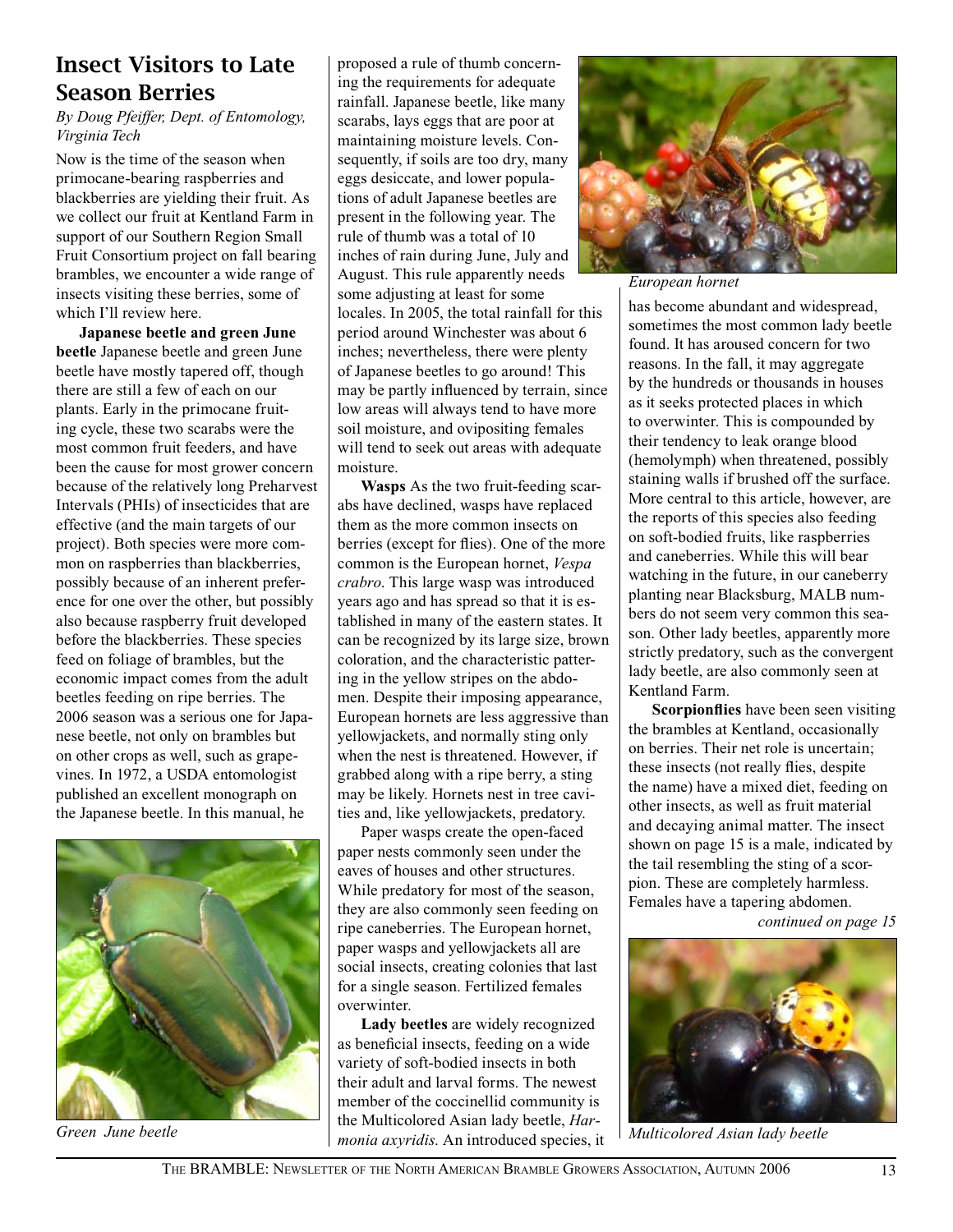# Insect Visitors to Late Season Berries

*By Doug Pfeiffer, Dept. of Entomology, Virginia Tech*

Now is the time of the season when primocane-bearing raspberries and blackberries are yielding their fruit. As we collect our fruit at Kentland Farm in support of our Southern Region Small Fruit Consortium project on fall bearing brambles, we encounter a wide range of insects visiting these berries, some of which I'll review here.

**Japanese beetle and green June beetle** Japanese beetle and green June beetle have mostly tapered off, though there are still a few of each on our plants. Early in the primocane fruiting cycle, these two scarabs were the most common fruit feeders, and have been the cause for most grower concern because of the relatively long Preharvest Intervals (PHIs) of insecticides that are effective (and the main targets of our project). Both species were more common on raspberries than blackberries, possibly because of an inherent preference for one over the other, but possibly also because raspberry fruit developed before the blackberries. These species feed on foliage of brambles, but the economic impact comes from the adult beetles feeding on ripe berries. The 2006 season was a serious one for Japanese beetle, not only on brambles but on other crops as well, such as grapevines. In 1972, a USDA entomologist published an excellent monograph on the Japanese beetle. In this manual, he proposed a rule of thumb concerning the requirements for adequate rainfall. Japanese beetle, like many scarabs, lays eggs that are poor at maintaining moisture levels. Consequently, if soils are too dry, many eggs desiccate, and lower populations of adult Japanese beetles are present in the following year. The rule of thumb was a total of 10 inches of rain during June, July and August. This rule apparently needs some adjusting at least for some locales. In 2005, the total rainfall for this period around Winchester was about 6 inches; nevertheless, there were plenty of Japanese beetles to go around! This may be partly influenced by terrain, since low areas will always tend to have more soil moisture, and ovipositing females will tend to seek out areas with adequate moisture.

Green June beetle

**Wasps** As the two fruit-feeding scarabs have declined, wasps have replaced them as the more common insects on berries (except for flies). One of the more common is the European hornet, *Vespa crabro*. This large wasp was introduced years ago and has spread so that it is established in many of the eastern states. It can be recognized by its large size, brown coloration, and the characteristic patterning in the yellow stripes on the abdomen. Despite their imposing appearance, European hornets are less aggressive than yellowjackets, and normally sting only when the nest is threatened. However, if grabbed along with a ripe berry, a sting may be likely. Hornets nest in tree cavities and, like yellowjackets, predatory.

Paper wasps create the open-faced paper nests commonly seen under the eaves of houses and other structures. While predatory for most of the season, they are also commonly seen feeding on ripe caneberries. The European hornet, paper wasps and yellowjackets all are social insects, creating colonies that last for a single season. Fertilized females overwinter.

European hornet

**Lady beetles** are widely recognized as beneficial insects, feeding on a wide variety of soft-bodied insects in both their adult and larval forms. The newest member of the coccinellid community is the Multicolored Asian lady beetle, *Harmonia axyridis*. An introduced species, it has become abundant and widespread, sometimes the most common lady beetle found. It has aroused concern for two reasons. In the fall, it may aggregate by the hundreds or thousands in houses as it seeks protected places in which to overwinter. This is compounded by their tendency to leak orange blood (hemolymph) when threatened, possibly staining walls if brushed off the surface. More central to this article, however, are the reports of this species also feeding on soft-bodied fruits, like raspberries and caneberries. While this will bear watching in the future, in our caneberry planting near Blacksburg, MALB numbers do not seem very common this season. Other lady beetles, apparently more strictly predatory, such as the convergent lady beetle, are also commonly seen at Kentland Farm.

**Scorpionflies** have been seen visiting the brambles at Kentland, occasionally on berries. Their net role is uncertain; these insects (not really flies, despite the name) have a mixed diet, feeding on other insects, as well as fruit material and decaying animal matter. The insect shown on page 15 is a male, indicated by the tail resembling the sting of a scorpion. These are completely harmless. Females have a tapering abdomen.

*continued on page 15*

Multicolored Asian lady beetle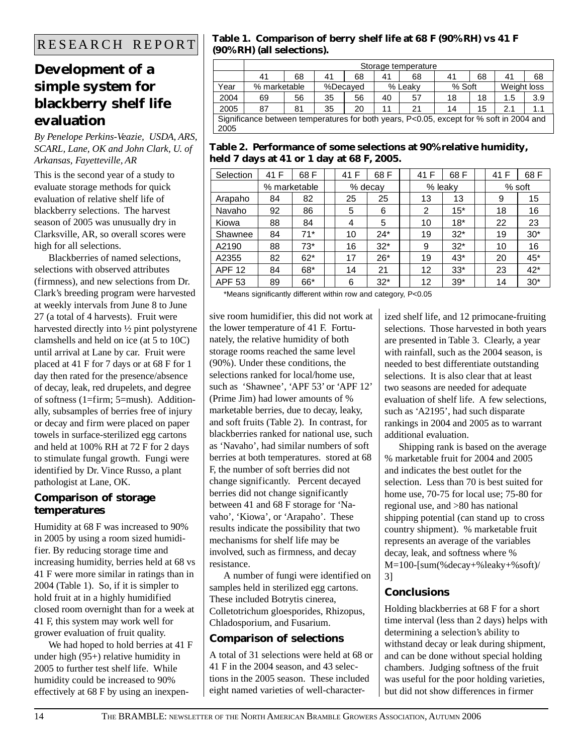RESEARCH REPORT

# Development of a simple system for blackberry shelf life evaluation

*By Penelope Perkins-Veazie, USDA, ARS, SCARL, Lane, OK and John Clark, U. of Arkansas, Fayetteville, AR*

This is the second year of a study to evaluate storage methods for quick evaluation of relative shelf life of blackberry selections. The harvest season of 2005 was unusually dry in Clarksville, AR, so overall scores were high for all selections.

Blackberries of named selections, selections with observed attributes (firmness), and new selections from Dr. Clark's breeding program were harvested at weekly intervals from June 8 to June 27 (a total of 4 harvests). Fruit were harvested directly into ½ pint polystyrene clamshells and held on ice (at 5 to 10C) until arrival at Lane by car. Fruit were placed at 41 F for 7 days or at 68 F for 1 day then rated for the presence/absence of decay, leak, red drupelets, and degree of softness (1=firm; 5=mush). Additionally, subsamples of berries free of injury or decay and firm were placed on paper towels in surface-sterilized egg cartons and held at 100% RH at 72 F for 2 days to stimulate fungal growth. Fungi were identified by Dr. Vince Russo, a plant pathologist at Lane, OK.

### Comparison of storage temperatures

Humidity at 68 F was increased to 90% in 2005 by using a room sized humidifier. By reducing storage time and increasing humidity, berries held at 68 vs 41 F were more similar in ratings than in 2004 (Table 1). So, if it is simpler to hold fruit at in a highly humidified closed room overnight than for a week at 41 F, this system may work well for grower evaluation of fruit quality.

We had hoped to hold berries at 41 F under high (95+) relative humidity in 2005 to further test shelf life. While humidity could be increased to 90% effectively at 68 F by using an inexpensive room humidifier, this did not work at the lower temperature of 41 F. Fortunately, the relative humidity of both storage rooms reached the same level (90%). Under these conditions, the selections ranked for local/home use, such as 'Shawnee', 'APF 53' or 'APF 12' (Prime Jim) had lower amounts of % marketable berries, due to decay, leaky, and soft fruits (Table 2). In contrast, for blackberries ranked for national use, such as 'Navaho', had similar numbers of soft berries at both temperatures. stored at 68 F, the number of soft berries did not change significantly. Percent decayed berries did not change significantly between 41 and 68 F storage for 'Navaho', 'Kiowa', or 'Arapaho'. These results indicate the possibility that two mechanisms for shelf life may be involved, such as firmness, and decay resistance.

A number of fungi were identified on samples held in sterilized egg cartons. These included Botrytis cinerea, Colletotrichum gloesporides, Rhizopus, Chladosporium, and Fusarium.

**Table 1. Comparison of berry shelf life at 68 F (90%RH) vs 41 F (90%RH) (all selections).**

| | Storage temperature | | | | | | | | | |
|---|---|---|---|---|---|---|---|---|---|---|
| | 41 | 68 | 41 | 68 | 41 | 68 | 41 | 68 | 41 | 68 |
| Year | % marketable | | %Decayed | | % Leaky | | % Soft | | Weight loss | |
| 2004 | 69 | 56 | 35 | 56 | 40 | 57 | 18 | 18 | 1.5 | 3.9 |
| 2005 | 87 | 81 | 35 | 20 | 11 | 21 | 14 | 15 | 2.1 | 1.1 |

Significance between temperatures for both years, P<0.05, except for % soft in 2004 and 2005

**Table 2. Performance of some selections at 90% relative humidity, held 7 days at 41 or 1 day at 68 F, 2005.**

| Selection | 41 F | 68 F | 41 F | 68 F | 41 F | 68 F | 41 F | 68 F |
|---|---|---|---|---|---|---|---|---|
| | % marketable | | % decay | | % leaky | | % soft | |
| Arapaho | 84 | 82 | 25 | 25 | 13 | 13 | 9 | 15 |
| Navaho | 92 | 86 | 5 | 6 | 2 | 15* | 18 | 16 |
| Kiowa | 88 | 84 | 4 | 5 | 10 | 18* | 22 | 23 |
| Shawnee | 84 | 71* | 10 | 24* | 19 | 32* | 19 | 30* |
| A2190 | 88 | 73* | 16 | 32* | 9 | 32* | 10 | 16 |
| A2355 | 82 | 62* | 17 | 26* | 19 | 43* | 20 | 45* |
| APF 12 | 84 | 68* | 14 | 21 | 12 | 33* | 23 | 42* |
| APF 53 | 89 | 66* | 6 | 32* | 12 | 39* | 14 | 30* |

*Means significantly different within row and category, P<0.05

### Comparison of selections

A total of 31 selections were held at 68 or 41 F in the 2004 season, and 43 selections in the 2005 season. These included eight named varieties of well-characterized shelf life, and 12 primocane-fruiting selections. Those harvested in both years are presented in Table 3. Clearly, a year with rainfall, such as the 2004 season, is needed to best differentiate outstanding selections. It is also clear that at least two seasons are needed for adequate evaluation of shelf life. A few selections, such as 'A2195', had such disparate rankings in 2004 and 2005 as to warrant additional evaluation.

Shipping rank is based on the average % marketable fruit for 2004 and 2005 and indicates the best outlet for the selection. Less than 70 is best suited for home use, 70-75 for local use; 75-80 for regional use, and >80 has national shipping potential (can stand up to cross country shipment). % marketable fruit represents an average of the variables decay, leak, and softness where % M=100-[sum(%decay+%leaky+%soft)/3]

### Conclusions

Holding blackberries at 68 F for a short time interval (less than 2 days) helps with determining a selection's ability to withstand decay or leak during shipment, and can be done without special holding chambers. Judging softness of the fruit was useful for the poor holding varieties, but did not show differences in firmer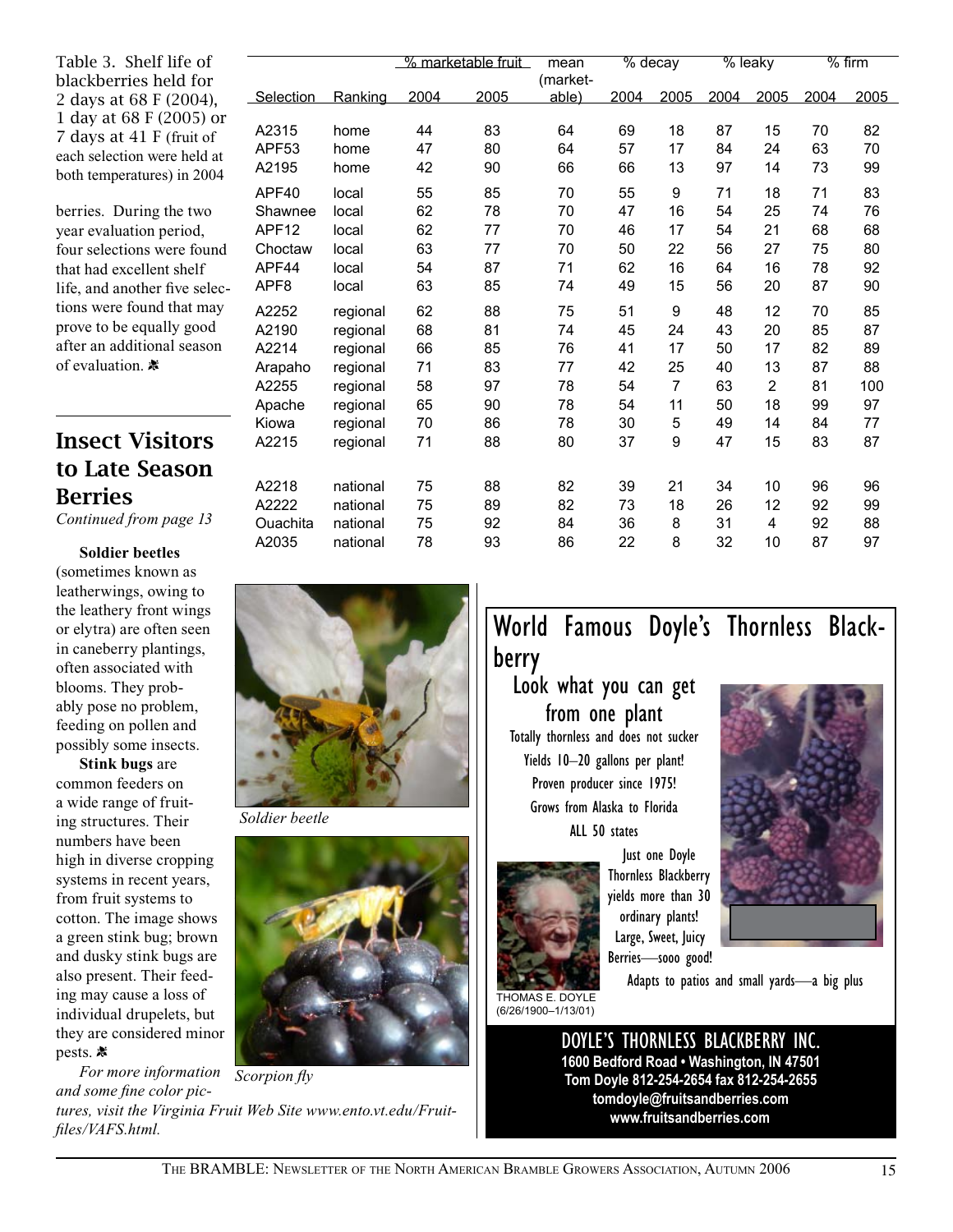Table 3. Shelf life of blackberries held for 2 days at 68 F (2004), 1 day at 68 F (2005) or 7 days at 41 F (fruit of each selection were held at both temperatures) in 2004

| Selection | Ranking | % marketable fruit 2004 | % marketable fruit 2005 | mean (marketable) | % decay 2004 | % decay 2005 | % leaky 2004 | % leaky 2005 | % firm 2004 | % firm 2005 |
|---|---|---|---|---|---|---|---|---|---|---|
| A2315 | home | 44 | 83 | 64 | 69 | 18 | 87 | 15 | 70 | 82 |
| APF53 | home | 47 | 80 | 64 | 57 | 17 | 84 | 24 | 63 | 70 |
| A2195 | home | 42 | 90 | 66 | 66 | 13 | 97 | 14 | 73 | 99 |
| APF40 | local | 55 | 85 | 70 | 55 | 9 | 71 | 18 | 71 | 83 |
| Shawnee | local | 62 | 78 | 70 | 47 | 16 | 54 | 25 | 74 | 76 |
| APF12 | local | 62 | 77 | 70 | 46 | 17 | 54 | 21 | 68 | 68 |
| Choctaw | local | 63 | 77 | 70 | 50 | 22 | 56 | 27 | 75 | 80 |
| APF44 | local | 54 | 87 | 71 | 62 | 16 | 64 | 16 | 78 | 92 |
| APF8 | local | 63 | 85 | 74 | 49 | 15 | 56 | 20 | 87 | 90 |
| A2252 | regional | 62 | 88 | 75 | 51 | 9 | 48 | 12 | 70 | 85 |
| A2190 | regional | 68 | 81 | 74 | 45 | 24 | 43 | 20 | 85 | 87 |
| A2214 | regional | 66 | 85 | 76 | 41 | 17 | 50 | 17 | 82 | 89 |
| Arapaho | regional | 71 | 83 | 77 | 42 | 25 | 40 | 13 | 87 | 88 |
| A2255 | regional | 58 | 97 | 78 | 54 | 7 | 63 | 2 | 81 | 100 |
| Apache | regional | 65 | 90 | 78 | 54 | 11 | 50 | 18 | 99 | 97 |
| Kiowa | regional | 70 | 86 | 78 | 30 | 5 | 49 | 14 | 84 | 77 |
| A2215 | regional | 71 | 88 | 80 | 37 | 9 | 47 | 15 | 83 | 87 |
| A2218 | national | 75 | 88 | 82 | 39 | 21 | 34 | 10 | 96 | 96 |
| A2222 | national | 75 | 89 | 82 | 73 | 18 | 26 | 12 | 92 | 99 |
| Ouachita | national | 75 | 92 | 84 | 36 | 8 | 31 | 4 | 92 | 88 |
| A2035 | national | 78 | 93 | 86 | 22 | 8 | 32 | 10 | 87 | 97 |

berries. During the two year evaluation period, four selections were found that had excellent shelf life, and another five selections were found that may prove to be equally good after an additional season of evaluation. ✤

## Insect Visitors to Late Season Berries

*Continued from page 13*

**Soldier beetles** (sometimes known as leatherwings, owing to the leathery front wings or elytra) are often seen in caneberry plantings, often associated with blooms. They probably pose no problem, feeding on pollen and possibly some insects.

**Stink bugs** are common feeders on a wide range of fruiting structures. Their numbers have been high in diverse cropping systems in recent years, from fruit systems to cotton. The image shows a green stink bug; brown and dusky stink bugs are also present. Their feeding may cause a loss of individual drupelets, but they are considered minor pests. ✤

*For more information and some fine color pictures, visit the Virginia Fruit Web Site www.ento.vt.edu/Fruitfiles/VAFS.html.*

*Soldier beetle*

*Scorpion fly*

## World Famous Doyle's Thornless Blackberry

### Look what you can get from one plant

Totally thornless and does not sucker

Yields 10–20 gallons per plant!

Proven producer since 1975!

Grows from Alaska to Florida

ALL 50 states

Just one Doyle Thornless Blackberry yields more than 30 ordinary plants!

Large, Sweet, Juicy Berries—sooo good!

Adapts to patios and small yards—a big plus

THOMAS E. DOYLE (6/26/1900–1/13/01)

**DOYLE'S THORNLESS BLACKBERRY INC.**

**1600 Bedford Road • Washington, IN 47501**

**Tom Doyle 812-254-2654 fax 812-254-2655**

**tomdoyle@fruitsandberries.com**

**www.fruitsandberries.com**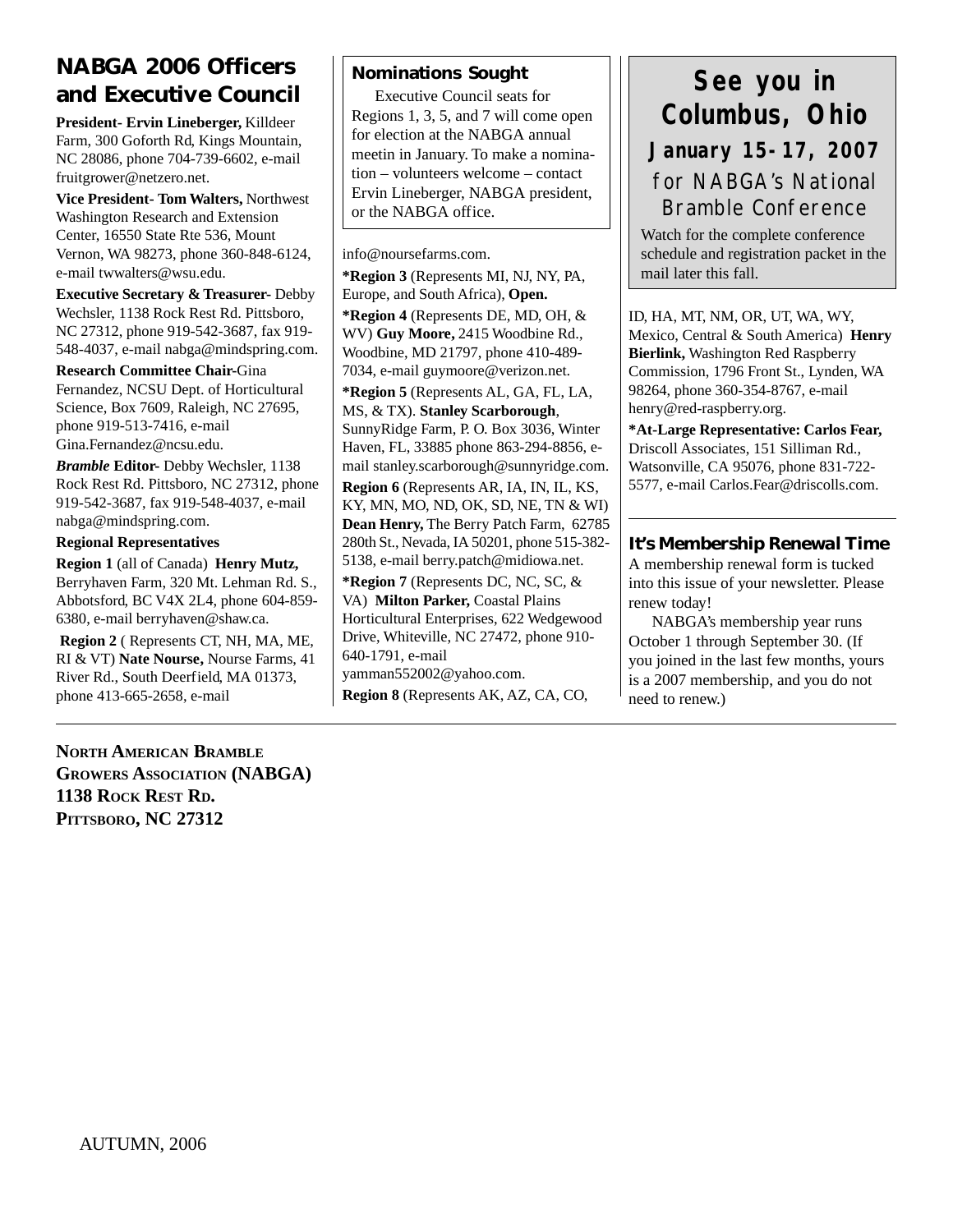## NABGA 2006 Officers and Executive Council

**President- Ervin Lineberger,** Killdeer Farm, 300 Goforth Rd, Kings Mountain, NC 28086, phone 704-739-6602, e-mail fruitgrower@netzero.net.

**Vice President- Tom Walters,** Northwest Washington Research and Extension Center, 16550 State Rte 536, Mount Vernon, WA 98273, phone 360-848-6124, e-mail twwalters@wsu.edu.

**Executive Secretary & Treasurer-** Debby Wechsler, 1138 Rock Rest Rd. Pittsboro, NC 27312, phone 919-542-3687, fax 919-548-4037, e-mail nabga@mindspring.com.

**Research Committee Chair-**Gina Fernandez, NCSU Dept. of Horticultural Science, Box 7609, Raleigh, NC 27695, phone 919-513-7416, e-mail Gina.Fernandez@ncsu.edu.

***Bramble* Editor-** Debby Wechsler, 1138 Rock Rest Rd. Pittsboro, NC 27312, phone 919-542-3687, fax 919-548-4037, e-mail nabga@mindspring.com.

**Regional Representatives**

**Region 1** (all of Canada) **Henry Mutz,** Berryhaven Farm, 320 Mt. Lehman Rd. S., Abbotsford, BC V4X 2L4, phone 604-859-6380, e-mail berryhaven@shaw.ca.

**Region 2** ( Represents CT, NH, MA, ME, RI & VT) **Nate Nourse,** Nourse Farms, 41 River Rd., South Deerfield, MA 01373, phone 413-665-2658, e-mail info@noursefarms.com.

***Region 3** (Represents MI, NJ, NY, PA, Europe, and South Africa), **Open.**

***Region 4** (Represents DE, MD, OH, & WV) **Guy Moore,** 2415 Woodbine Rd., Woodbine, MD 21797, phone 410-489-7034, e-mail guymoore@verizon.net.

***Region 5** (Represents AL, GA, FL, LA, MS, & TX). **Stanley Scarborough**, SunnyRidge Farm, P. O. Box 3036, Winter Haven, FL, 33885 phone 863-294-8856, e-mail stanley.scarborough@sunnyridge.com.

**Region 6** (Represents AR, IA, IN, IL, KS, KY, MN, MO, ND, OK, SD, NE, TN & WI) **Dean Henry,** The Berry Patch Farm, 62785 280th St., Nevada, IA 50201, phone 515-382-5138, e-mail berry.patch@midiowa.net.

***Region 7** (Represents DC, NC, SC, & VA) **Milton Parker,** Coastal Plains Horticultural Enterprises, 622 Wedgewood Drive, Whiteville, NC 27472, phone 910-640-1791, e-mail yamman552002@yahoo.com.

**Region 8** (Represents AK, AZ, CA, CO, ID, HA, MT, NM, OR, UT, WA, WY, Mexico, Central & South America) **Henry Bierlink,** Washington Red Raspberry Commission, 1796 Front St., Lynden, WA 98264, phone 360-354-8767, e-mail henry@red-raspberry.org.

***At-Large Representative: Carlos Fear,** Driscoll Associates, 151 Silliman Rd., Watsonville, CA 95076, phone 831-722-5577, e-mail Carlos.Fear@driscolls.com.

### Nominations Sought

Executive Council seats for Regions 1, 3, 5, and 7 will come open for election at the NABGA annual meetin in January. To make a nomination – volunteers welcome – contact Ervin Lineberger, NABGA president, or the NABGA office.

## See you in Columbus, Ohio

### January 15-17, 2007

for NABGA's National Bramble Conference

Watch for the complete conference schedule and registration packet in the mail later this fall.

### It's Membership Renewal Time

A membership renewal form is tucked into this issue of your newsletter. Please renew today!

NABGA's membership year runs October 1 through September 30. (If you joined in the last few months, yours is a 2007 membership, and you do not need to renew.)

**North American Bramble Growers Association (NABGA)**
**1138 Rock Rest Rd.**
**Pittsboro, NC 27312**